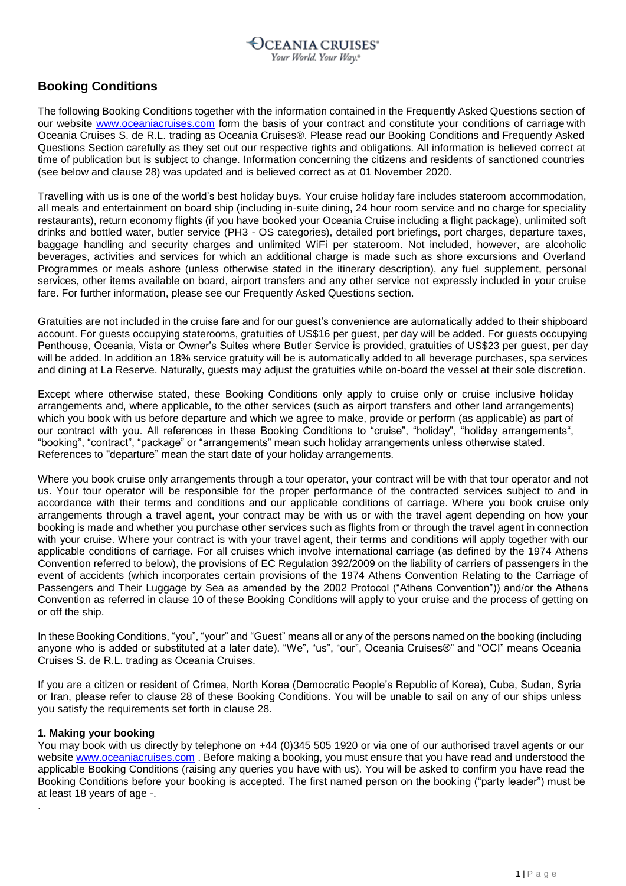OCEANIA CRUISES®
*Your World. Your Way.®*

## Booking Conditions

The following Booking Conditions together with the information contained in the Frequently Asked Questions section of our website www.oceaniacruises.com form the basis of your contract and constitute your conditions of carriage with Oceania Cruises S. de R.L. trading as Oceania Cruises®. Please read our Booking Conditions and Frequently Asked Questions Section carefully as they set out our respective rights and obligations. All information is believed correct at time of publication but is subject to change. Information concerning the citizens and residents of sanctioned countries (see below and clause 28) was updated and is believed correct as at 01 November 2020.

Travelling with us is one of the world's best holiday buys. Your cruise holiday fare includes stateroom accommodation, all meals and entertainment on board ship (including in-suite dining, 24 hour room service and no charge for speciality restaurants), return economy flights (if you have booked your Oceania Cruise including a flight package), unlimited soft drinks and bottled water, butler service (PH3 - OS categories), detailed port briefings, port charges, departure taxes, baggage handling and security charges and unlimited WiFi per stateroom. Not included, however, are alcoholic beverages, activities and services for which an additional charge is made such as shore excursions and Overland Programmes or meals ashore (unless otherwise stated in the itinerary description), any fuel supplement, personal services, other items available on board, airport transfers and any other service not expressly included in your cruise fare. For further information, please see our Frequently Asked Questions section.

Gratuities are not included in the cruise fare and for our guest's convenience are automatically added to their shipboard account. For guests occupying staterooms, gratuities of US$16 per guest, per day will be added. For guests occupying Penthouse, Oceania, Vista or Owner's Suites where Butler Service is provided, gratuities of US$23 per guest, per day will be added. In addition an 18% service gratuity will be is automatically added to all beverage purchases, spa services and dining at La Reserve. Naturally, guests may adjust the gratuities while on-board the vessel at their sole discretion.

Except where otherwise stated, these Booking Conditions only apply to cruise only or cruise inclusive holiday arrangements and, where applicable, to the other services (such as airport transfers and other land arrangements) which you book with us before departure and which we agree to make, provide or perform (as applicable) as part of our contract with you. All references in these Booking Conditions to "cruise", "holiday", "holiday arrangements", "booking", "contract", "package" or "arrangements" mean such holiday arrangements unless otherwise stated. References to "departure" mean the start date of your holiday arrangements.

Where you book cruise only arrangements through a tour operator, your contract will be with that tour operator and not us. Your tour operator will be responsible for the proper performance of the contracted services subject to and in accordance with their terms and conditions and our applicable conditions of carriage. Where you book cruise only arrangements through a travel agent, your contract may be with us or with the travel agent depending on how your booking is made and whether you purchase other services such as flights from or through the travel agent in connection with your cruise. Where your contract is with your travel agent, their terms and conditions will apply together with our applicable conditions of carriage. For all cruises which involve international carriage (as defined by the 1974 Athens Convention referred to below), the provisions of EC Regulation 392/2009 on the liability of carriers of passengers in the event of accidents (which incorporates certain provisions of the 1974 Athens Convention Relating to the Carriage of Passengers and Their Luggage by Sea as amended by the 2002 Protocol ("Athens Convention")) and/or the Athens Convention as referred in clause 10 of these Booking Conditions will apply to your cruise and the process of getting on or off the ship.

In these Booking Conditions, "you", "your" and "Guest" means all or any of the persons named on the booking (including anyone who is added or substituted at a later date). "We", "us", "our", Oceania Cruises®" and "OCI" means Oceania Cruises S. de R.L. trading as Oceania Cruises.

If you are a citizen or resident of Crimea, North Korea (Democratic People's Republic of Korea), Cuba, Sudan, Syria or Iran, please refer to clause 28 of these Booking Conditions. You will be unable to sail on any of our ships unless you satisfy the requirements set forth in clause 28.

### 1. Making your booking

You may book with us directly by telephone on +44 (0)345 505 1920 or via one of our authorised travel agents or our website www.oceaniacruises.com . Before making a booking, you must ensure that you have read and understood the applicable Booking Conditions (raising any queries you have with us). You will be asked to confirm you have read the Booking Conditions before your booking is accepted. The first named person on the booking ("party leader") must be at least 18 years of age -.

.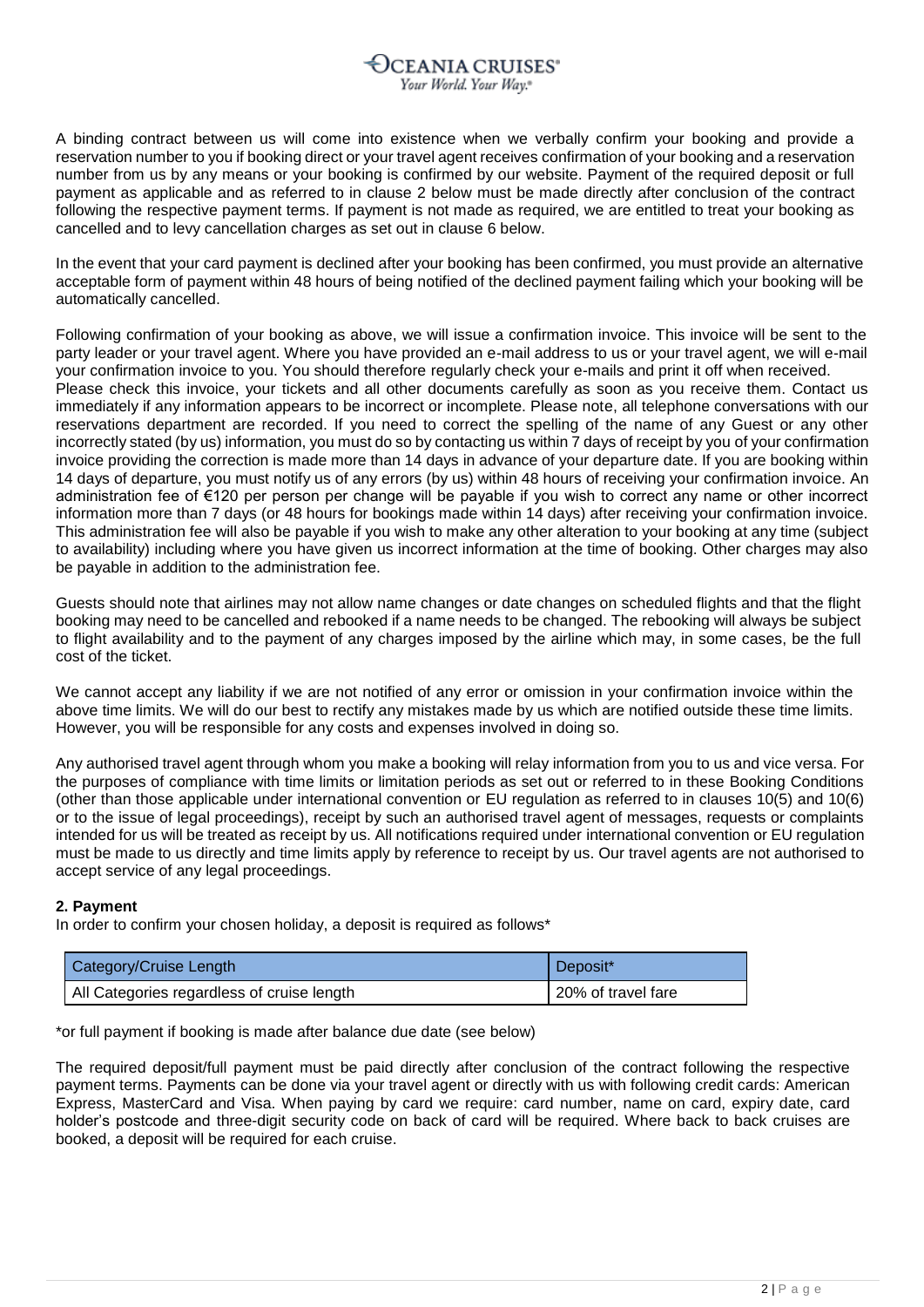A binding contract between us will come into existence when we verbally confirm your booking and provide a reservation number to you if booking direct or your travel agent receives confirmation of your booking and a reservation number from us by any means or your booking is confirmed by our website. Payment of the required deposit or full payment as applicable and as referred to in clause 2 below must be made directly after conclusion of the contract following the respective payment terms. If payment is not made as required, we are entitled to treat your booking as cancelled and to levy cancellation charges as set out in clause 6 below.

In the event that your card payment is declined after your booking has been confirmed, you must provide an alternative acceptable form of payment within 48 hours of being notified of the declined payment failing which your booking will be automatically cancelled.

Following confirmation of your booking as above, we will issue a confirmation invoice. This invoice will be sent to the party leader or your travel agent. Where you have provided an e-mail address to us or your travel agent, we will e-mail your confirmation invoice to you. You should therefore regularly check your e-mails and print it off when received.
Please check this invoice, your tickets and all other documents carefully as soon as you receive them. Contact us immediately if any information appears to be incorrect or incomplete. Please note, all telephone conversations with our reservations department are recorded. If you need to correct the spelling of the name of any Guest or any other incorrectly stated (by us) information, you must do so by contacting us within 7 days of receipt by you of your confirmation invoice providing the correction is made more than 14 days in advance of your departure date. If you are booking within 14 days of departure, you must notify us of any errors (by us) within 48 hours of receiving your confirmation invoice. An administration fee of €120 per person per change will be payable if you wish to correct any name or other incorrect information more than 7 days (or 48 hours for bookings made within 14 days) after receiving your confirmation invoice. This administration fee will also be payable if you wish to make any other alteration to your booking at any time (subject to availability) including where you have given us incorrect information at the time of booking. Other charges may also be payable in addition to the administration fee.

Guests should note that airlines may not allow name changes or date changes on scheduled flights and that the flight booking may need to be cancelled and rebooked if a name needs to be changed. The rebooking will always be subject to flight availability and to the payment of any charges imposed by the airline which may, in some cases, be the full cost of the ticket.

We cannot accept any liability if we are not notified of any error or omission in your confirmation invoice within the above time limits. We will do our best to rectify any mistakes made by us which are notified outside these time limits. However, you will be responsible for any costs and expenses involved in doing so.

Any authorised travel agent through whom you make a booking will relay information from you to us and vice versa. For the purposes of compliance with time limits or limitation periods as set out or referred to in these Booking Conditions (other than those applicable under international convention or EU regulation as referred to in clauses 10(5) and 10(6) or to the issue of legal proceedings), receipt by such an authorised travel agent of messages, requests or complaints intended for us will be treated as receipt by us. All notifications required under international convention or EU regulation must be made to us directly and time limits apply by reference to receipt by us. Our travel agents are not authorised to accept service of any legal proceedings.

**2. Payment**

In order to confirm your chosen holiday, a deposit is required as follows*

| Category/Cruise Length | Deposit* |
|---|---|
| All Categories regardless of cruise length | 20% of travel fare |

*or full payment if booking is made after balance due date (see below)

The required deposit/full payment must be paid directly after conclusion of the contract following the respective payment terms. Payments can be done via your travel agent or directly with us with following credit cards: American Express, MasterCard and Visa. When paying by card we require: card number, name on card, expiry date, card holder's postcode and three-digit security code on back of card will be required. Where back to back cruises are booked, a deposit will be required for each cruise.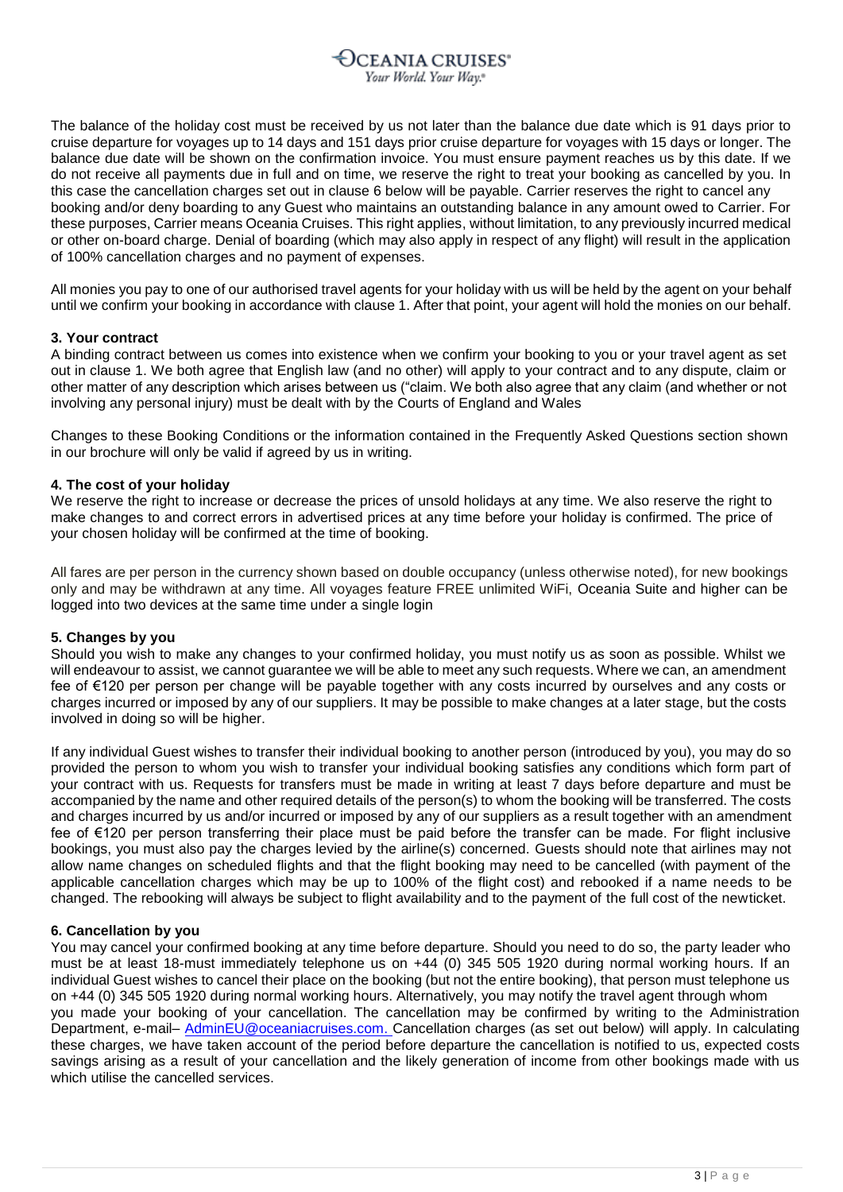The balance of the holiday cost must be received by us not later than the balance due date which is 91 days prior to cruise departure for voyages up to 14 days and 151 days prior cruise departure for voyages with 15 days or longer. The balance due date will be shown on the confirmation invoice. You must ensure payment reaches us by this date. If we do not receive all payments due in full and on time, we reserve the right to treat your booking as cancelled by you. In this case the cancellation charges set out in clause 6 below will be payable. Carrier reserves the right to cancel any booking and/or deny boarding to any Guest who maintains an outstanding balance in any amount owed to Carrier. For these purposes, Carrier means Oceania Cruises. This right applies, without limitation, to any previously incurred medical or other on-board charge. Denial of boarding (which may also apply in respect of any flight) will result in the application of 100% cancellation charges and no payment of expenses.

All monies you pay to one of our authorised travel agents for your holiday with us will be held by the agent on your behalf until we confirm your booking in accordance with clause 1. After that point, your agent will hold the monies on our behalf.

### 3. Your contract

A binding contract between us comes into existence when we confirm your booking to you or your travel agent as set out in clause 1. We both agree that English law (and no other) will apply to your contract and to any dispute, claim or other matter of any description which arises between us ("claim. We both also agree that any claim (and whether or not involving any personal injury) must be dealt with by the Courts of England and Wales

Changes to these Booking Conditions or the information contained in the Frequently Asked Questions section shown in our brochure will only be valid if agreed by us in writing.

### 4. The cost of your holiday

We reserve the right to increase or decrease the prices of unsold holidays at any time. We also reserve the right to make changes to and correct errors in advertised prices at any time before your holiday is confirmed. The price of your chosen holiday will be confirmed at the time of booking.

All fares are per person in the currency shown based on double occupancy (unless otherwise noted), for new bookings only and may be withdrawn at any time. All voyages feature FREE unlimited WiFi, Oceania Suite and higher can be logged into two devices at the same time under a single login

### 5. Changes by you

Should you wish to make any changes to your confirmed holiday, you must notify us as soon as possible. Whilst we will endeavour to assist, we cannot guarantee we will be able to meet any such requests. Where we can, an amendment fee of €120 per person per change will be payable together with any costs incurred by ourselves and any costs or charges incurred or imposed by any of our suppliers. It may be possible to make changes at a later stage, but the costs involved in doing so will be higher.

If any individual Guest wishes to transfer their individual booking to another person (introduced by you), you may do so provided the person to whom you wish to transfer your individual booking satisfies any conditions which form part of your contract with us. Requests for transfers must be made in writing at least 7 days before departure and must be accompanied by the name and other required details of the person(s) to whom the booking will be transferred. The costs and charges incurred by us and/or incurred or imposed by any of our suppliers as a result together with an amendment fee of €120 per person transferring their place must be paid before the transfer can be made. For flight inclusive bookings, you must also pay the charges levied by the airline(s) concerned. Guests should note that airlines may not allow name changes on scheduled flights and that the flight booking may need to be cancelled (with payment of the applicable cancellation charges which may be up to 100% of the flight cost) and rebooked if a name needs to be changed. The rebooking will always be subject to flight availability and to the payment of the full cost of the newticket.

### 6. Cancellation by you

You may cancel your confirmed booking at any time before departure. Should you need to do so, the party leader who must be at least 18-must immediately telephone us on +44 (0) 345 505 1920 during normal working hours. If an individual Guest wishes to cancel their place on the booking (but not the entire booking), that person must telephone us on +44 (0) 345 505 1920 during normal working hours. Alternatively, you may notify the travel agent through whom you made your booking of your cancellation. The cancellation may be confirmed by writing to the Administration Department, e-mail– AdminEU@oceaniacruises.com. Cancellation charges (as set out below) will apply. In calculating these charges, we have taken account of the period before departure the cancellation is notified to us, expected costs savings arising as a result of your cancellation and the likely generation of income from other bookings made with us which utilise the cancelled services.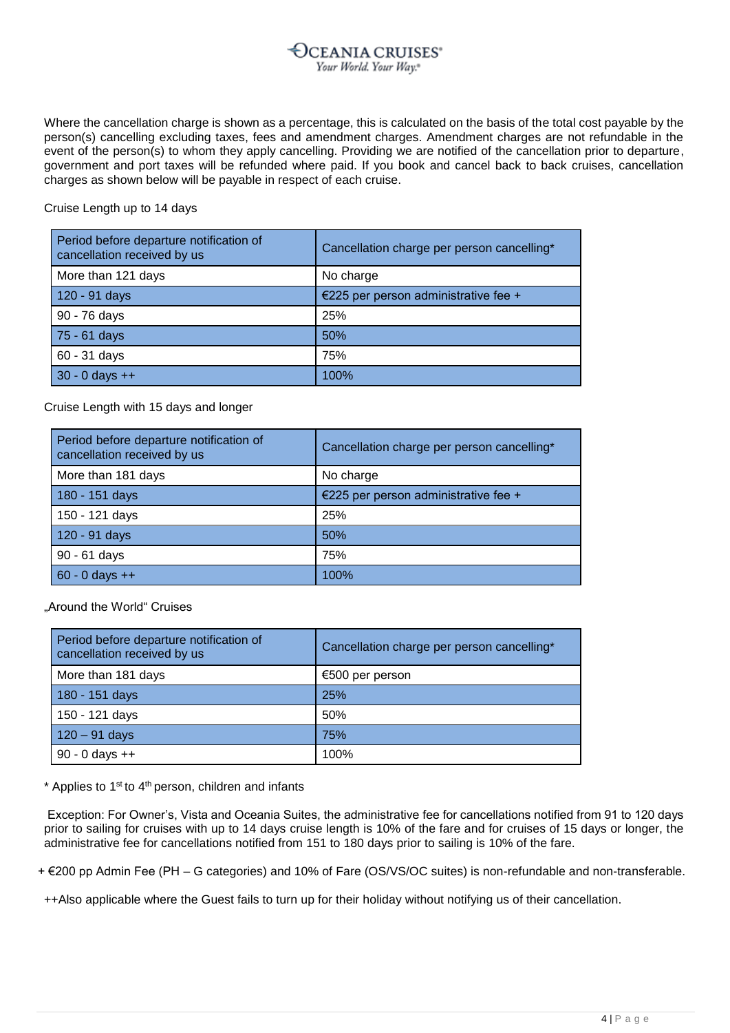Where the cancellation charge is shown as a percentage, this is calculated on the basis of the total cost payable by the person(s) cancelling excluding taxes, fees and amendment charges. Amendment charges are not refundable in the event of the person(s) to whom they apply cancelling. Providing we are notified of the cancellation prior to departure, government and port taxes will be refunded where paid. If you book and cancel back to back cruises, cancellation charges as shown below will be payable in respect of each cruise.

Cruise Length up to 14 days

| Period before departure notification of cancellation received by us | Cancellation charge per person cancelling* |
|---|---|
| More than 121 days | No charge |
| 120 - 91 days | €225 per person administrative fee + |
| 90 - 76 days | 25% |
| 75 - 61 days | 50% |
| 60 - 31 days | 75% |
| 30 - 0 days ++ | 100% |

Cruise Length with 15 days and longer

| Period before departure notification of cancellation received by us | Cancellation charge per person cancelling* |
|---|---|
| More than 181 days | No charge |
| 180 - 151 days | €225 per person administrative fee + |
| 150 - 121 days | 25% |
| 120 - 91 days | 50% |
| 90 - 61 days | 75% |
| 60 - 0 days ++ | 100% |

„Around the World“ Cruises

| Period before departure notification of cancellation received by us | Cancellation charge per person cancelling* |
|---|---|
| More than 181 days | €500 per person |
| 180 - 151 days | 25% |
| 150 - 121 days | 50% |
| 120 – 91 days | 75% |
| 90 - 0 days ++ | 100% |

* Applies to 1st to 4th person, children and infants

Exception: For Owner's, Vista and Oceania Suites, the administrative fee for cancellations notified from 91 to 120 days prior to sailing for cruises with up to 14 days cruise length is 10% of the fare and for cruises of 15 days or longer, the administrative fee for cancellations notified from 151 to 180 days prior to sailing is 10% of the fare.

+ €200 pp Admin Fee (PH – G categories) and 10% of Fare (OS/VS/OC suites) is non-refundable and non-transferable.

++Also applicable where the Guest fails to turn up for their holiday without notifying us of their cancellation.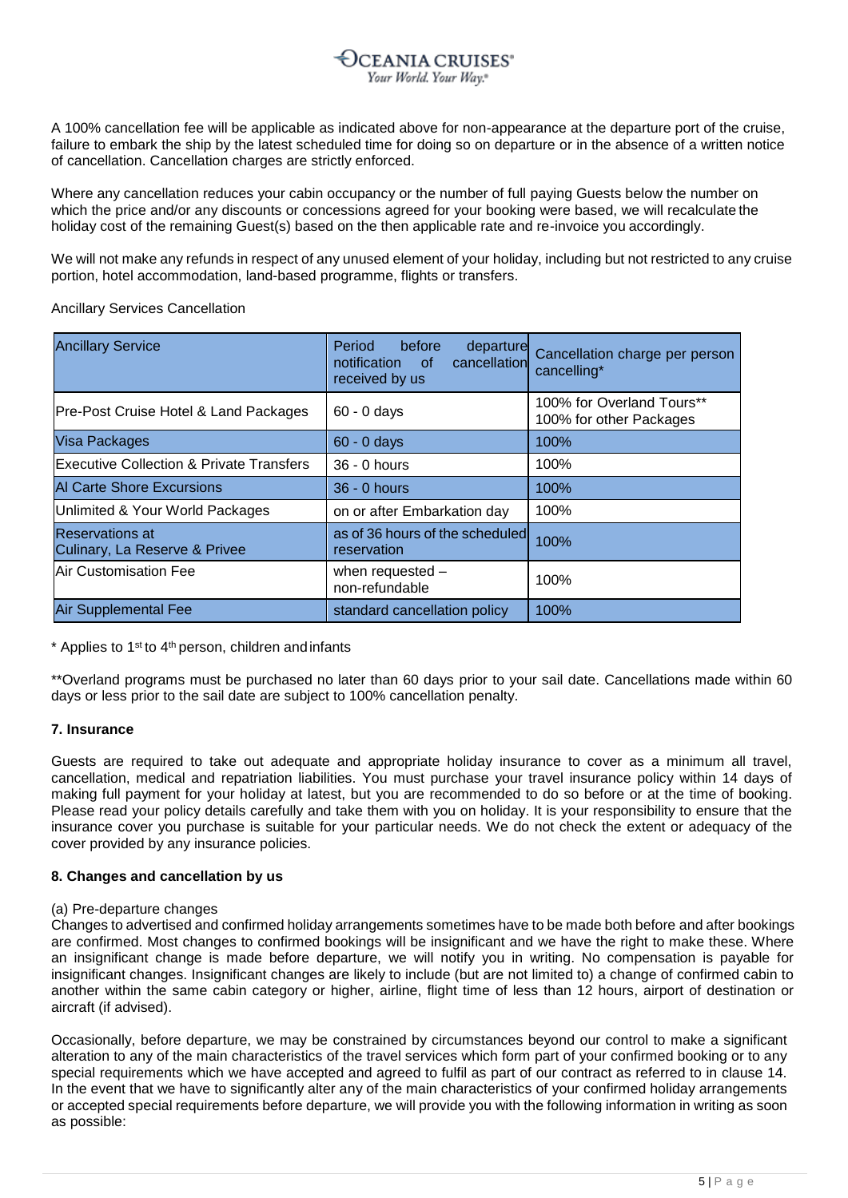A 100% cancellation fee will be applicable as indicated above for non-appearance at the departure port of the cruise, failure to embark the ship by the latest scheduled time for doing so on departure or in the absence of a written notice of cancellation. Cancellation charges are strictly enforced.

Where any cancellation reduces your cabin occupancy or the number of full paying Guests below the number on which the price and/or any discounts or concessions agreed for your booking were based, we will recalculate the holiday cost of the remaining Guest(s) based on the then applicable rate and re-invoice you accordingly.

We will not make any refunds in respect of any unused element of your holiday, including but not restricted to any cruise portion, hotel accommodation, land-based programme, flights or transfers.

Ancillary Services Cancellation

| Ancillary Service | Period before departure notification of cancellation received by us | Cancellation charge per person cancelling* |
|---|---|---|
| Pre-Post Cruise Hotel & Land Packages | 60 - 0 days | 100% for Overland Tours**<br>100% for other Packages |
| Visa Packages | 60 - 0 days | 100% |
| Executive Collection & Private Transfers | 36 - 0 hours | 100% |
| Al Carte Shore Excursions | 36 - 0 hours | 100% |
| Unlimited & Your World Packages | on or after Embarkation day | 100% |
| Reservations at Culinary, La Reserve & Privee | as of 36 hours of the scheduled reservation | 100% |
| Air Customisation Fee | when requested – non-refundable | 100% |
| Air Supplemental Fee | standard cancellation policy | 100% |

* Applies to 1st to 4th person, children and infants

**Overland programs must be purchased no later than 60 days prior to your sail date. Cancellations made within 60 days or less prior to the sail date are subject to 100% cancellation penalty.

### 7. Insurance

Guests are required to take out adequate and appropriate holiday insurance to cover as a minimum all travel, cancellation, medical and repatriation liabilities. You must purchase your travel insurance policy within 14 days of making full payment for your holiday at latest, but you are recommended to do so before or at the time of booking. Please read your policy details carefully and take them with you on holiday. It is your responsibility to ensure that the insurance cover you purchase is suitable for your particular needs. We do not check the extent or adequacy of the cover provided by any insurance policies.

### 8. Changes and cancellation by us

(a) Pre-departure changes

Changes to advertised and confirmed holiday arrangements sometimes have to be made both before and after bookings are confirmed. Most changes to confirmed bookings will be insignificant and we have the right to make these. Where an insignificant change is made before departure, we will notify you in writing. No compensation is payable for insignificant changes. Insignificant changes are likely to include (but are not limited to) a change of confirmed cabin to another within the same cabin category or higher, airline, flight time of less than 12 hours, airport of destination or aircraft (if advised).

Occasionally, before departure, we may be constrained by circumstances beyond our control to make a significant alteration to any of the main characteristics of the travel services which form part of your confirmed booking or to any special requirements which we have accepted and agreed to fulfil as part of our contract as referred to in clause 14. In the event that we have to significantly alter any of the main characteristics of your confirmed holiday arrangements or accepted special requirements before departure, we will provide you with the following information in writing as soon as possible: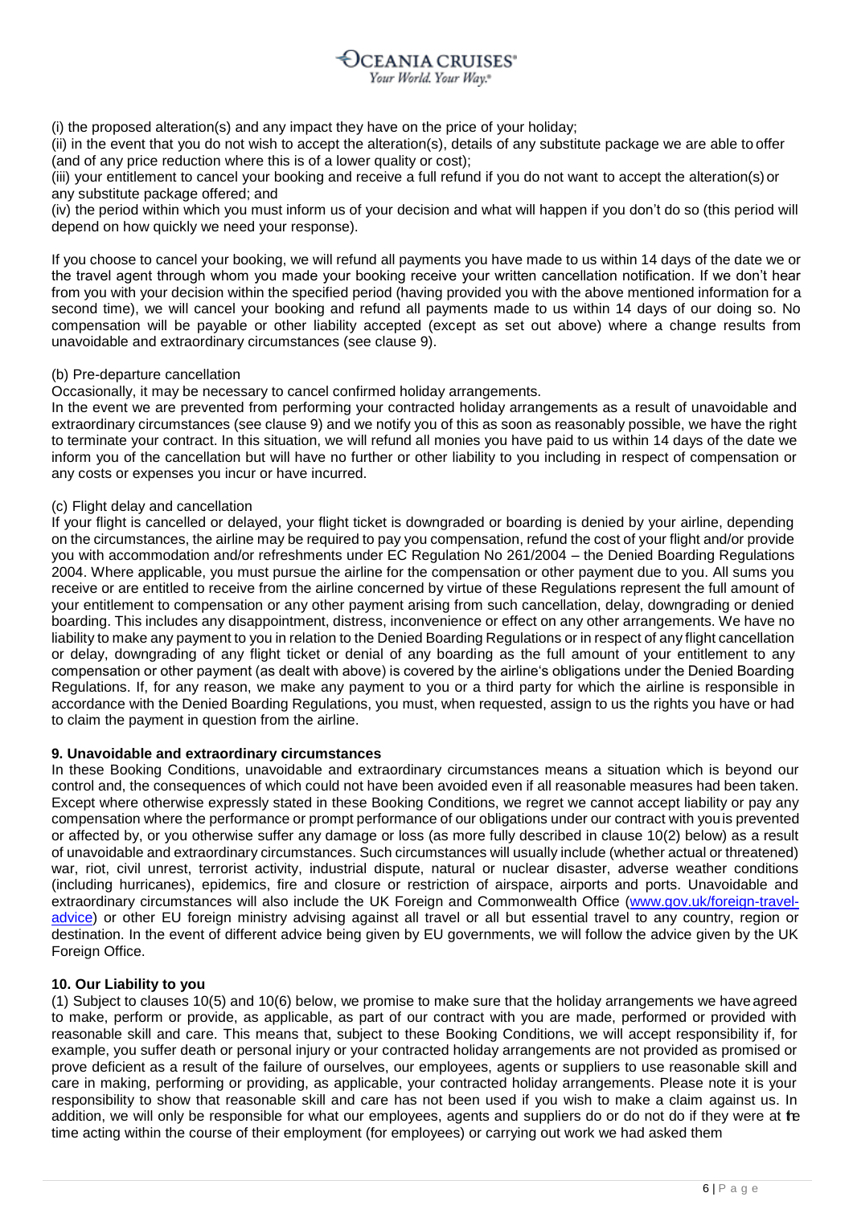(i) the proposed alteration(s) and any impact they have on the price of your holiday;
(ii) in the event that you do not wish to accept the alteration(s), details of any substitute package we are able to offer (and of any price reduction where this is of a lower quality or cost);
(iii) your entitlement to cancel your booking and receive a full refund if you do not want to accept the alteration(s) or any substitute package offered; and
(iv) the period within which you must inform us of your decision and what will happen if you don't do so (this period will depend on how quickly we need your response).

If you choose to cancel your booking, we will refund all payments you have made to us within 14 days of the date we or the travel agent through whom you made your booking receive your written cancellation notification. If we don't hear from you with your decision within the specified period (having provided you with the above mentioned information for a second time), we will cancel your booking and refund all payments made to us within 14 days of our doing so. No compensation will be payable or other liability accepted (except as set out above) where a change results from unavoidable and extraordinary circumstances (see clause 9).

(b) Pre-departure cancellation

Occasionally, it may be necessary to cancel confirmed holiday arrangements.
In the event we are prevented from performing your contracted holiday arrangements as a result of unavoidable and extraordinary circumstances (see clause 9) and we notify you of this as soon as reasonably possible, we have the right to terminate your contract. In this situation, we will refund all monies you have paid to us within 14 days of the date we inform you of the cancellation but will have no further or other liability to you including in respect of compensation or any costs or expenses you incur or have incurred.

(c) Flight delay and cancellation

If your flight is cancelled or delayed, your flight ticket is downgraded or boarding is denied by your airline, depending on the circumstances, the airline may be required to pay you compensation, refund the cost of your flight and/or provide you with accommodation and/or refreshments under EC Regulation No 261/2004 – the Denied Boarding Regulations 2004. Where applicable, you must pursue the airline for the compensation or other payment due to you. All sums you receive or are entitled to receive from the airline concerned by virtue of these Regulations represent the full amount of your entitlement to compensation or any other payment arising from such cancellation, delay, downgrading or denied boarding. This includes any disappointment, distress, inconvenience or effect on any other arrangements. We have no liability to make any payment to you in relation to the Denied Boarding Regulations or in respect of any flight cancellation or delay, downgrading of any flight ticket or denial of any boarding as the full amount of your entitlement to any compensation or other payment (as dealt with above) is covered by the airline's obligations under the Denied Boarding Regulations. If, for any reason, we make any payment to you or a third party for which the airline is responsible in accordance with the Denied Boarding Regulations, you must, when requested, assign to us the rights you have or had to claim the payment in question from the airline.

**9. Unavoidable and extraordinary circumstances**

In these Booking Conditions, unavoidable and extraordinary circumstances means a situation which is beyond our control and, the consequences of which could not have been avoided even if all reasonable measures had been taken. Except where otherwise expressly stated in these Booking Conditions, we regret we cannot accept liability or pay any compensation where the performance or prompt performance of our obligations under our contract with you is prevented or affected by, or you otherwise suffer any damage or loss (as more fully described in clause 10(2) below) as a result of unavoidable and extraordinary circumstances. Such circumstances will usually include (whether actual or threatened) war, riot, civil unrest, terrorist activity, industrial dispute, natural or nuclear disaster, adverse weather conditions (including hurricanes), epidemics, fire and closure or restriction of airspace, airports and ports. Unavoidable and extraordinary circumstances will also include the UK Foreign and Commonwealth Office ([www.gov.uk/foreign-travel-advice](http://www.gov.uk/foreign-travel-advice)) or other EU foreign ministry advising against all travel or all but essential travel to any country, region or destination. In the event of different advice being given by EU governments, we will follow the advice given by the UK Foreign Office.

**10. Our Liability to you**

(1) Subject to clauses 10(5) and 10(6) below, we promise to make sure that the holiday arrangements we have agreed to make, perform or provide, as applicable, as part of our contract with you are made, performed or provided with reasonable skill and care. This means that, subject to these Booking Conditions, we will accept responsibility if, for example, you suffer death or personal injury or your contracted holiday arrangements are not provided as promised or prove deficient as a result of the failure of ourselves, our employees, agents or suppliers to use reasonable skill and care in making, performing or providing, as applicable, your contracted holiday arrangements. Please note it is your responsibility to show that reasonable skill and care has not been used if you wish to make a claim against us. In addition, we will only be responsible for what our employees, agents and suppliers do or do not do if they were at the time acting within the course of their employment (for employees) or carrying out work we had asked them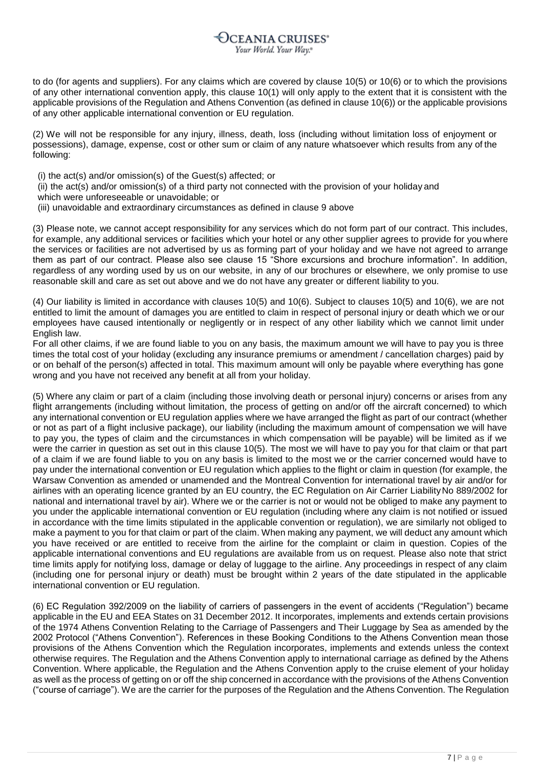to do (for agents and suppliers). For any claims which are covered by clause 10(5) or 10(6) or to which the provisions of any other international convention apply, this clause 10(1) will only apply to the extent that it is consistent with the applicable provisions of the Regulation and Athens Convention (as defined in clause 10(6)) or the applicable provisions of any other applicable international convention or EU regulation.

(2) We will not be responsible for any injury, illness, death, loss (including without limitation loss of enjoyment or possessions), damage, expense, cost or other sum or claim of any nature whatsoever which results from any of the following:

(i) the act(s) and/or omission(s) of the Guest(s) affected; or
(ii) the act(s) and/or omission(s) of a third party not connected with the provision of your holiday and which were unforeseeable or unavoidable; or
(iii) unavoidable and extraordinary circumstances as defined in clause 9 above

(3) Please note, we cannot accept responsibility for any services which do not form part of our contract. This includes, for example, any additional services or facilities which your hotel or any other supplier agrees to provide for you where the services or facilities are not advertised by us as forming part of your holiday and we have not agreed to arrange them as part of our contract. Please also see clause 15 "Shore excursions and brochure information". In addition, regardless of any wording used by us on our website, in any of our brochures or elsewhere, we only promise to use reasonable skill and care as set out above and we do not have any greater or different liability to you.

(4) Our liability is limited in accordance with clauses 10(5) and 10(6). Subject to clauses 10(5) and 10(6), we are not entitled to limit the amount of damages you are entitled to claim in respect of personal injury or death which we or our employees have caused intentionally or negligently or in respect of any other liability which we cannot limit under English law.
For all other claims, if we are found liable to you on any basis, the maximum amount we will have to pay you is three times the total cost of your holiday (excluding any insurance premiums or amendment / cancellation charges) paid by or on behalf of the person(s) affected in total. This maximum amount will only be payable where everything has gone wrong and you have not received any benefit at all from your holiday.

(5) Where any claim or part of a claim (including those involving death or personal injury) concerns or arises from any flight arrangements (including without limitation, the process of getting on and/or off the aircraft concerned) to which any international convention or EU regulation applies where we have arranged the flight as part of our contract (whether or not as part of a flight inclusive package), our liability (including the maximum amount of compensation we will have to pay you, the types of claim and the circumstances in which compensation will be payable) will be limited as if we were the carrier in question as set out in this clause 10(5). The most we will have to pay you for that claim or that part of a claim if we are found liable to you on any basis is limited to the most we or the carrier concerned would have to pay under the international convention or EU regulation which applies to the flight or claim in question (for example, the Warsaw Convention as amended or unamended and the Montreal Convention for international travel by air and/or for airlines with an operating licence granted by an EU country, the EC Regulation on Air Carrier Liability No 889/2002 for national and international travel by air). Where we or the carrier is not or would not be obliged to make any payment to you under the applicable international convention or EU regulation (including where any claim is not notified or issued in accordance with the time limits stipulated in the applicable convention or regulation), we are similarly not obliged to make a payment to you for that claim or part of the claim. When making any payment, we will deduct any amount which you have received or are entitled to receive from the airline for the complaint or claim in question. Copies of the applicable international conventions and EU regulations are available from us on request. Please also note that strict time limits apply for notifying loss, damage or delay of luggage to the airline. Any proceedings in respect of any claim (including one for personal injury or death) must be brought within 2 years of the date stipulated in the applicable international convention or EU regulation.

(6) EC Regulation 392/2009 on the liability of carriers of passengers in the event of accidents ("Regulation") became applicable in the EU and EEA States on 31 December 2012. It incorporates, implements and extends certain provisions of the 1974 Athens Convention Relating to the Carriage of Passengers and Their Luggage by Sea as amended by the 2002 Protocol ("Athens Convention"). References in these Booking Conditions to the Athens Convention mean those provisions of the Athens Convention which the Regulation incorporates, implements and extends unless the context otherwise requires. The Regulation and the Athens Convention apply to international carriage as defined by the Athens Convention. Where applicable, the Regulation and the Athens Convention apply to the cruise element of your holiday as well as the process of getting on or off the ship concerned in accordance with the provisions of the Athens Convention ("course of carriage"). We are the carrier for the purposes of the Regulation and the Athens Convention. The Regulation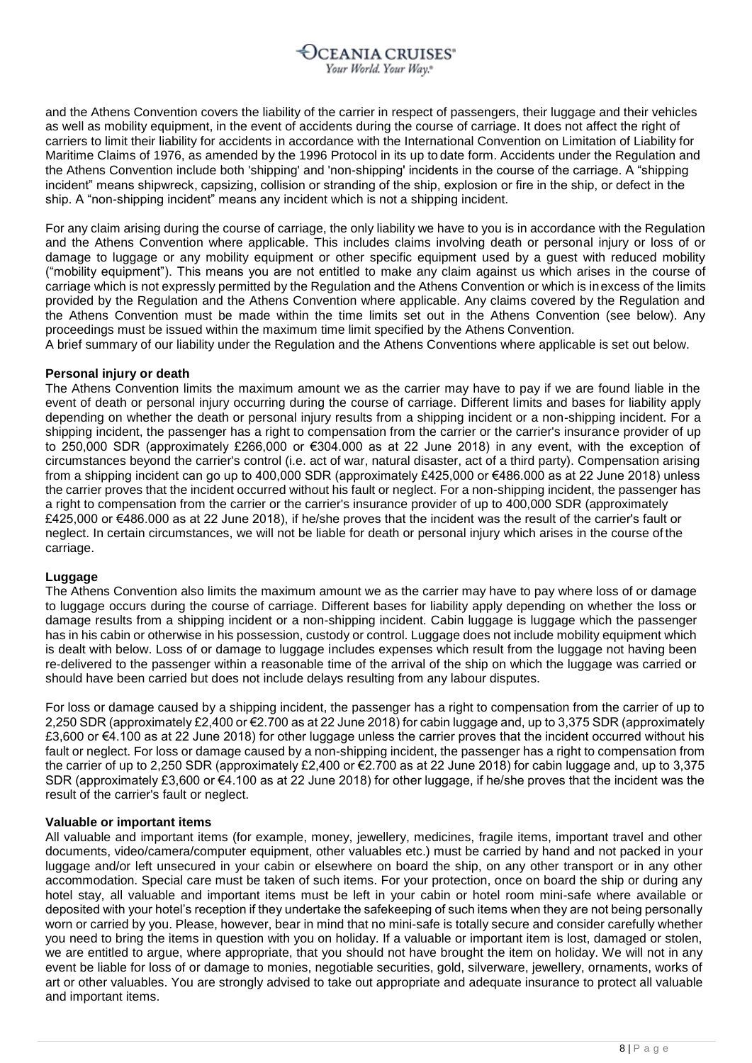and the Athens Convention covers the liability of the carrier in respect of passengers, their luggage and their vehicles as well as mobility equipment, in the event of accidents during the course of carriage. It does not affect the right of carriers to limit their liability for accidents in accordance with the International Convention on Limitation of Liability for Maritime Claims of 1976, as amended by the 1996 Protocol in its up to date form. Accidents under the Regulation and the Athens Convention include both 'shipping' and 'non-shipping' incidents in the course of the carriage. A "shipping incident" means shipwreck, capsizing, collision or stranding of the ship, explosion or fire in the ship, or defect in the ship. A "non-shipping incident" means any incident which is not a shipping incident.

For any claim arising during the course of carriage, the only liability we have to you is in accordance with the Regulation and the Athens Convention where applicable. This includes claims involving death or personal injury or loss of or damage to luggage or any mobility equipment or other specific equipment used by a guest with reduced mobility ("mobility equipment"). This means you are not entitled to make any claim against us which arises in the course of carriage which is not expressly permitted by the Regulation and the Athens Convention or which is in excess of the limits provided by the Regulation and the Athens Convention where applicable. Any claims covered by the Regulation and the Athens Convention must be made within the time limits set out in the Athens Convention (see below). Any proceedings must be issued within the maximum time limit specified by the Athens Convention.

A brief summary of our liability under the Regulation and the Athens Conventions where applicable is set out below.

**Personal injury or death**

The Athens Convention limits the maximum amount we as the carrier may have to pay if we are found liable in the event of death or personal injury occurring during the course of carriage. Different limits and bases for liability apply depending on whether the death or personal injury results from a shipping incident or a non-shipping incident. For a shipping incident, the passenger has a right to compensation from the carrier or the carrier's insurance provider of up to 250,000 SDR (approximately £266,000 or €304.000 as at 22 June 2018) in any event, with the exception of circumstances beyond the carrier's control (i.e. act of war, natural disaster, act of a third party). Compensation arising from a shipping incident can go up to 400,000 SDR (approximately £425,000 or €486.000 as at 22 June 2018) unless the carrier proves that the incident occurred without his fault or neglect. For a non-shipping incident, the passenger has a right to compensation from the carrier or the carrier's insurance provider of up to 400,000 SDR (approximately £425,000 or €486.000 as at 22 June 2018), if he/she proves that the incident was the result of the carrier's fault or neglect. In certain circumstances, we will not be liable for death or personal injury which arises in the course of the carriage.

**Luggage**

The Athens Convention also limits the maximum amount we as the carrier may have to pay where loss of or damage to luggage occurs during the course of carriage. Different bases for liability apply depending on whether the loss or damage results from a shipping incident or a non-shipping incident. Cabin luggage is luggage which the passenger has in his cabin or otherwise in his possession, custody or control. Luggage does not include mobility equipment which is dealt with below. Loss of or damage to luggage includes expenses which result from the luggage not having been re-delivered to the passenger within a reasonable time of the arrival of the ship on which the luggage was carried or should have been carried but does not include delays resulting from any labour disputes.

For loss or damage caused by a shipping incident, the passenger has a right to compensation from the carrier of up to 2,250 SDR (approximately £2,400 or €2.700 as at 22 June 2018) for cabin luggage and, up to 3,375 SDR (approximately £3,600 or €4.100 as at 22 June 2018) for other luggage unless the carrier proves that the incident occurred without his fault or neglect. For loss or damage caused by a non-shipping incident, the passenger has a right to compensation from the carrier of up to 2,250 SDR (approximately £2,400 or €2.700 as at 22 June 2018) for cabin luggage and, up to 3,375 SDR (approximately £3,600 or €4.100 as at 22 June 2018) for other luggage, if he/she proves that the incident was the result of the carrier's fault or neglect.

**Valuable or important items**

All valuable and important items (for example, money, jewellery, medicines, fragile items, important travel and other documents, video/camera/computer equipment, other valuables etc.) must be carried by hand and not packed in your luggage and/or left unsecured in your cabin or elsewhere on board the ship, on any other transport or in any other accommodation. Special care must be taken of such items. For your protection, once on board the ship or during any hotel stay, all valuable and important items must be left in your cabin or hotel room mini-safe where available or deposited with your hotel's reception if they undertake the safekeeping of such items when they are not being personally worn or carried by you. Please, however, bear in mind that no mini-safe is totally secure and consider carefully whether you need to bring the items in question with you on holiday. If a valuable or important item is lost, damaged or stolen, we are entitled to argue, where appropriate, that you should not have brought the item on holiday. We will not in any event be liable for loss of or damage to monies, negotiable securities, gold, silverware, jewellery, ornaments, works of art or other valuables. You are strongly advised to take out appropriate and adequate insurance to protect all valuable and important items.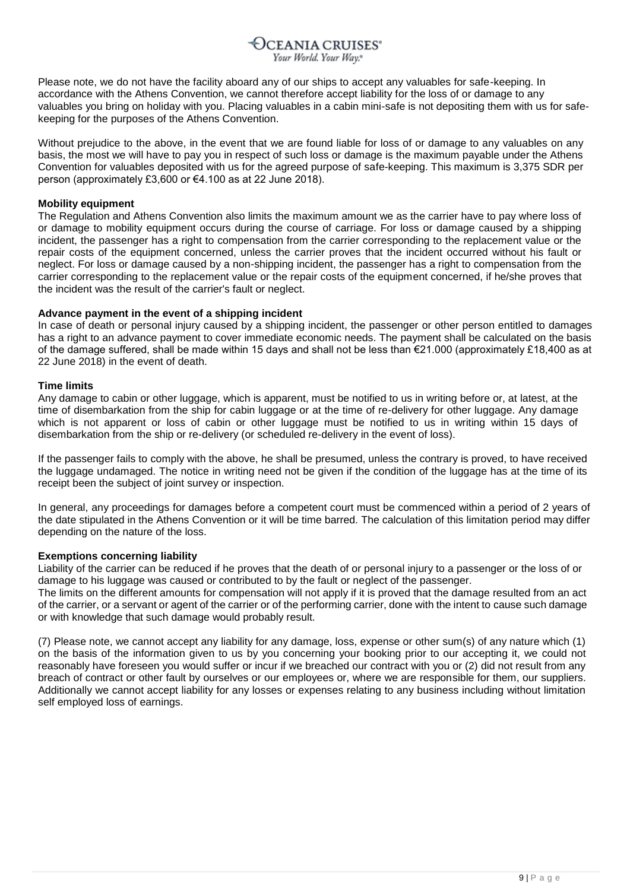Please note, we do not have the facility aboard any of our ships to accept any valuables for safe-keeping. In accordance with the Athens Convention, we cannot therefore accept liability for the loss of or damage to any valuables you bring on holiday with you. Placing valuables in a cabin mini-safe is not depositing them with us for safe-keeping for the purposes of the Athens Convention.

Without prejudice to the above, in the event that we are found liable for loss of or damage to any valuables on any basis, the most we will have to pay you in respect of such loss or damage is the maximum payable under the Athens Convention for valuables deposited with us for the agreed purpose of safe-keeping. This maximum is 3,375 SDR per person (approximately £3,600 or €4.100 as at 22 June 2018).

**Mobility equipment**

The Regulation and Athens Convention also limits the maximum amount we as the carrier have to pay where loss of or damage to mobility equipment occurs during the course of carriage. For loss or damage caused by a shipping incident, the passenger has a right to compensation from the carrier corresponding to the replacement value or the repair costs of the equipment concerned, unless the carrier proves that the incident occurred without his fault or neglect. For loss or damage caused by a non-shipping incident, the passenger has a right to compensation from the carrier corresponding to the replacement value or the repair costs of the equipment concerned, if he/she proves that the incident was the result of the carrier's fault or neglect.

**Advance payment in the event of a shipping incident**

In case of death or personal injury caused by a shipping incident, the passenger or other person entitled to damages has a right to an advance payment to cover immediate economic needs. The payment shall be calculated on the basis of the damage suffered, shall be made within 15 days and shall not be less than €21.000 (approximately £18,400 as at 22 June 2018) in the event of death.

**Time limits**

Any damage to cabin or other luggage, which is apparent, must be notified to us in writing before or, at latest, at the time of disembarkation from the ship for cabin luggage or at the time of re-delivery for other luggage. Any damage which is not apparent or loss of cabin or other luggage must be notified to us in writing within 15 days of disembarkation from the ship or re-delivery (or scheduled re-delivery in the event of loss).

If the passenger fails to comply with the above, he shall be presumed, unless the contrary is proved, to have received the luggage undamaged. The notice in writing need not be given if the condition of the luggage has at the time of its receipt been the subject of joint survey or inspection.

In general, any proceedings for damages before a competent court must be commenced within a period of 2 years of the date stipulated in the Athens Convention or it will be time barred. The calculation of this limitation period may differ depending on the nature of the loss.

**Exemptions concerning liability**

Liability of the carrier can be reduced if he proves that the death of or personal injury to a passenger or the loss of or damage to his luggage was caused or contributed to by the fault or neglect of the passenger.
The limits on the different amounts for compensation will not apply if it is proved that the damage resulted from an act of the carrier, or a servant or agent of the carrier or of the performing carrier, done with the intent to cause such damage or with knowledge that such damage would probably result.

(7) Please note, we cannot accept any liability for any damage, loss, expense or other sum(s) of any nature which (1) on the basis of the information given to us by you concerning your booking prior to our accepting it, we could not reasonably have foreseen you would suffer or incur if we breached our contract with you or (2) did not result from any breach of contract or other fault by ourselves or our employees or, where we are responsible for them, our suppliers. Additionally we cannot accept liability for any losses or expenses relating to any business including without limitation self employed loss of earnings.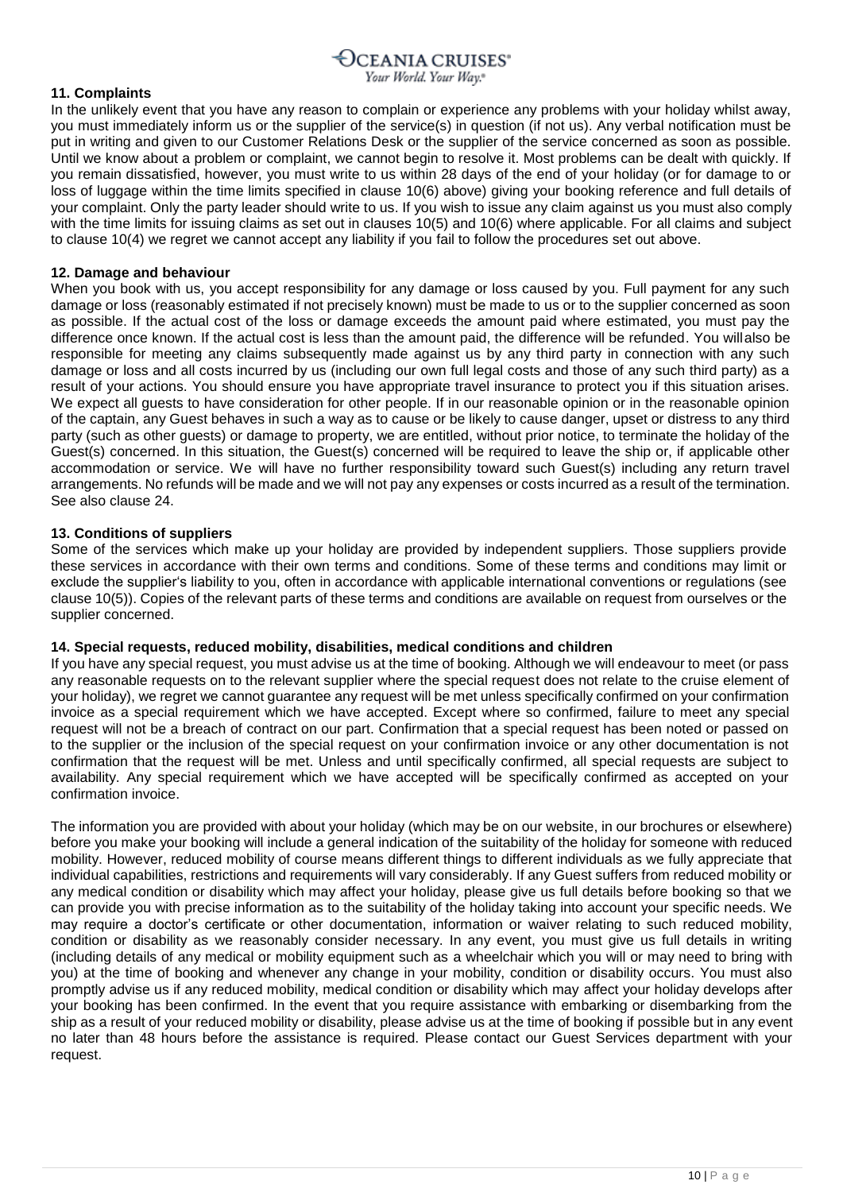## 11. Complaints

In the unlikely event that you have any reason to complain or experience any problems with your holiday whilst away, you must immediately inform us or the supplier of the service(s) in question (if not us). Any verbal notification must be put in writing and given to our Customer Relations Desk or the supplier of the service concerned as soon as possible. Until we know about a problem or complaint, we cannot begin to resolve it. Most problems can be dealt with quickly. If you remain dissatisfied, however, you must write to us within 28 days of the end of your holiday (or for damage to or loss of luggage within the time limits specified in clause 10(6) above) giving your booking reference and full details of your complaint. Only the party leader should write to us. If you wish to issue any claim against us you must also comply with the time limits for issuing claims as set out in clauses 10(5) and 10(6) where applicable. For all claims and subject to clause 10(4) we regret we cannot accept any liability if you fail to follow the procedures set out above.

## 12. Damage and behaviour

When you book with us, you accept responsibility for any damage or loss caused by you. Full payment for any such damage or loss (reasonably estimated if not precisely known) must be made to us or to the supplier concerned as soon as possible. If the actual cost of the loss or damage exceeds the amount paid where estimated, you must pay the difference once known. If the actual cost is less than the amount paid, the difference will be refunded. You willalso be responsible for meeting any claims subsequently made against us by any third party in connection with any such damage or loss and all costs incurred by us (including our own full legal costs and those of any such third party) as a result of your actions. You should ensure you have appropriate travel insurance to protect you if this situation arises. We expect all guests to have consideration for other people. If in our reasonable opinion or in the reasonable opinion of the captain, any Guest behaves in such a way as to cause or be likely to cause danger, upset or distress to any third party (such as other guests) or damage to property, we are entitled, without prior notice, to terminate the holiday of the Guest(s) concerned. In this situation, the Guest(s) concerned will be required to leave the ship or, if applicable other accommodation or service. We will have no further responsibility toward such Guest(s) including any return travel arrangements. No refunds will be made and we will not pay any expenses or costs incurred as a result of the termination. See also clause 24.

## 13. Conditions of suppliers

Some of the services which make up your holiday are provided by independent suppliers. Those suppliers provide these services in accordance with their own terms and conditions. Some of these terms and conditions may limit or exclude the supplier's liability to you, often in accordance with applicable international conventions or regulations (see clause 10(5)). Copies of the relevant parts of these terms and conditions are available on request from ourselves or the supplier concerned.

## 14. Special requests, reduced mobility, disabilities, medical conditions and children

If you have any special request, you must advise us at the time of booking. Although we will endeavour to meet (or pass any reasonable requests on to the relevant supplier where the special request does not relate to the cruise element of your holiday), we regret we cannot guarantee any request will be met unless specifically confirmed on your confirmation invoice as a special requirement which we have accepted. Except where so confirmed, failure to meet any special request will not be a breach of contract on our part. Confirmation that a special request has been noted or passed on to the supplier or the inclusion of the special request on your confirmation invoice or any other documentation is not confirmation that the request will be met. Unless and until specifically confirmed, all special requests are subject to availability. Any special requirement which we have accepted will be specifically confirmed as accepted on your confirmation invoice.

The information you are provided with about your holiday (which may be on our website, in our brochures or elsewhere) before you make your booking will include a general indication of the suitability of the holiday for someone with reduced mobility. However, reduced mobility of course means different things to different individuals as we fully appreciate that individual capabilities, restrictions and requirements will vary considerably. If any Guest suffers from reduced mobility or any medical condition or disability which may affect your holiday, please give us full details before booking so that we can provide you with precise information as to the suitability of the holiday taking into account your specific needs. We may require a doctor's certificate or other documentation, information or waiver relating to such reduced mobility, condition or disability as we reasonably consider necessary. In any event, you must give us full details in writing (including details of any medical or mobility equipment such as a wheelchair which you will or may need to bring with you) at the time of booking and whenever any change in your mobility, condition or disability occurs. You must also promptly advise us if any reduced mobility, medical condition or disability which may affect your holiday develops after your booking has been confirmed. In the event that you require assistance with embarking or disembarking from the ship as a result of your reduced mobility or disability, please advise us at the time of booking if possible but in any event no later than 48 hours before the assistance is required. Please contact our Guest Services department with your request.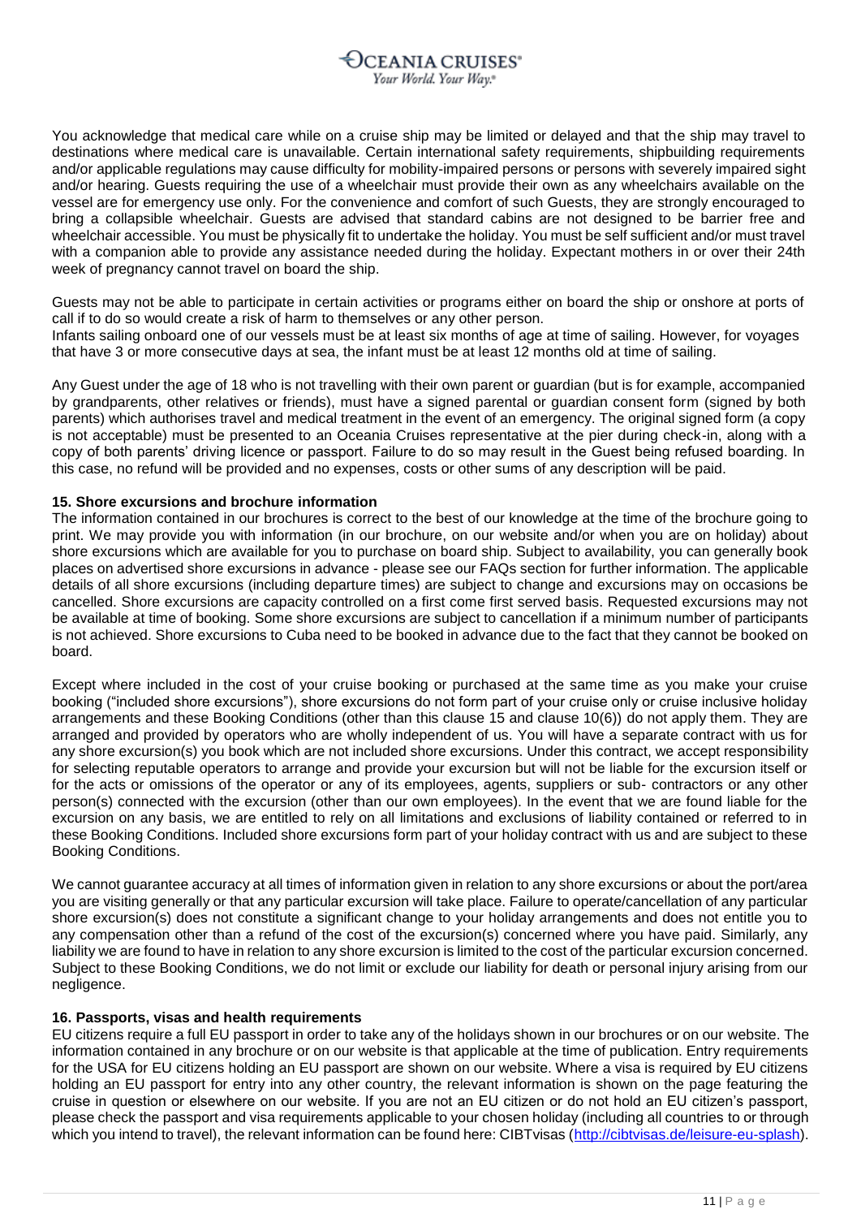You acknowledge that medical care while on a cruise ship may be limited or delayed and that the ship may travel to destinations where medical care is unavailable. Certain international safety requirements, shipbuilding requirements and/or applicable regulations may cause difficulty for mobility-impaired persons or persons with severely impaired sight and/or hearing. Guests requiring the use of a wheelchair must provide their own as any wheelchairs available on the vessel are for emergency use only. For the convenience and comfort of such Guests, they are strongly encouraged to bring a collapsible wheelchair. Guests are advised that standard cabins are not designed to be barrier free and wheelchair accessible. You must be physically fit to undertake the holiday. You must be self sufficient and/or must travel with a companion able to provide any assistance needed during the holiday. Expectant mothers in or over their 24th week of pregnancy cannot travel on board the ship.

Guests may not be able to participate in certain activities or programs either on board the ship or onshore at ports of call if to do so would create a risk of harm to themselves or any other person.
Infants sailing onboard one of our vessels must be at least six months of age at time of sailing. However, for voyages that have 3 or more consecutive days at sea, the infant must be at least 12 months old at time of sailing.

Any Guest under the age of 18 who is not travelling with their own parent or guardian (but is for example, accompanied by grandparents, other relatives or friends), must have a signed parental or guardian consent form (signed by both parents) which authorises travel and medical treatment in the event of an emergency. The original signed form (a copy is not acceptable) must be presented to an Oceania Cruises representative at the pier during check-in, along with a copy of both parents' driving licence or passport. Failure to do so may result in the Guest being refused boarding. In this case, no refund will be provided and no expenses, costs or other sums of any description will be paid.

**15. Shore excursions and brochure information**

The information contained in our brochures is correct to the best of our knowledge at the time of the brochure going to print. We may provide you with information (in our brochure, on our website and/or when you are on holiday) about shore excursions which are available for you to purchase on board ship. Subject to availability, you can generally book places on advertised shore excursions in advance - please see our FAQs section for further information. The applicable details of all shore excursions (including departure times) are subject to change and excursions may on occasions be cancelled. Shore excursions are capacity controlled on a first come first served basis. Requested excursions may not be available at time of booking. Some shore excursions are subject to cancellation if a minimum number of participants is not achieved. Shore excursions to Cuba need to be booked in advance due to the fact that they cannot be booked on board.

Except where included in the cost of your cruise booking or purchased at the same time as you make your cruise booking ("included shore excursions"), shore excursions do not form part of your cruise only or cruise inclusive holiday arrangements and these Booking Conditions (other than this clause 15 and clause 10(6)) do not apply them. They are arranged and provided by operators who are wholly independent of us. You will have a separate contract with us for any shore excursion(s) you book which are not included shore excursions. Under this contract, we accept responsibility for selecting reputable operators to arrange and provide your excursion but will not be liable for the excursion itself or for the acts or omissions of the operator or any of its employees, agents, suppliers or sub- contractors or any other person(s) connected with the excursion (other than our own employees). In the event that we are found liable for the excursion on any basis, we are entitled to rely on all limitations and exclusions of liability contained or referred to in these Booking Conditions. Included shore excursions form part of your holiday contract with us and are subject to these Booking Conditions.

We cannot guarantee accuracy at all times of information given in relation to any shore excursions or about the port/area you are visiting generally or that any particular excursion will take place. Failure to operate/cancellation of any particular shore excursion(s) does not constitute a significant change to your holiday arrangements and does not entitle you to any compensation other than a refund of the cost of the excursion(s) concerned where you have paid. Similarly, any liability we are found to have in relation to any shore excursion is limited to the cost of the particular excursion concerned. Subject to these Booking Conditions, we do not limit or exclude our liability for death or personal injury arising from our negligence.

**16. Passports, visas and health requirements**

EU citizens require a full EU passport in order to take any of the holidays shown in our brochures or on our website. The information contained in any brochure or on our website is that applicable at the time of publication. Entry requirements for the USA for EU citizens holding an EU passport are shown on our website. Where a visa is required by EU citizens holding an EU passport for entry into any other country, the relevant information is shown on the page featuring the cruise in question or elsewhere on our website. If you are not an EU citizen or do not hold an EU citizen's passport, please check the passport and visa requirements applicable to your chosen holiday (including all countries to or through which you intend to travel), the relevant information can be found here: CIBTvisas (http://cibtvisas.de/leisure-eu-splash).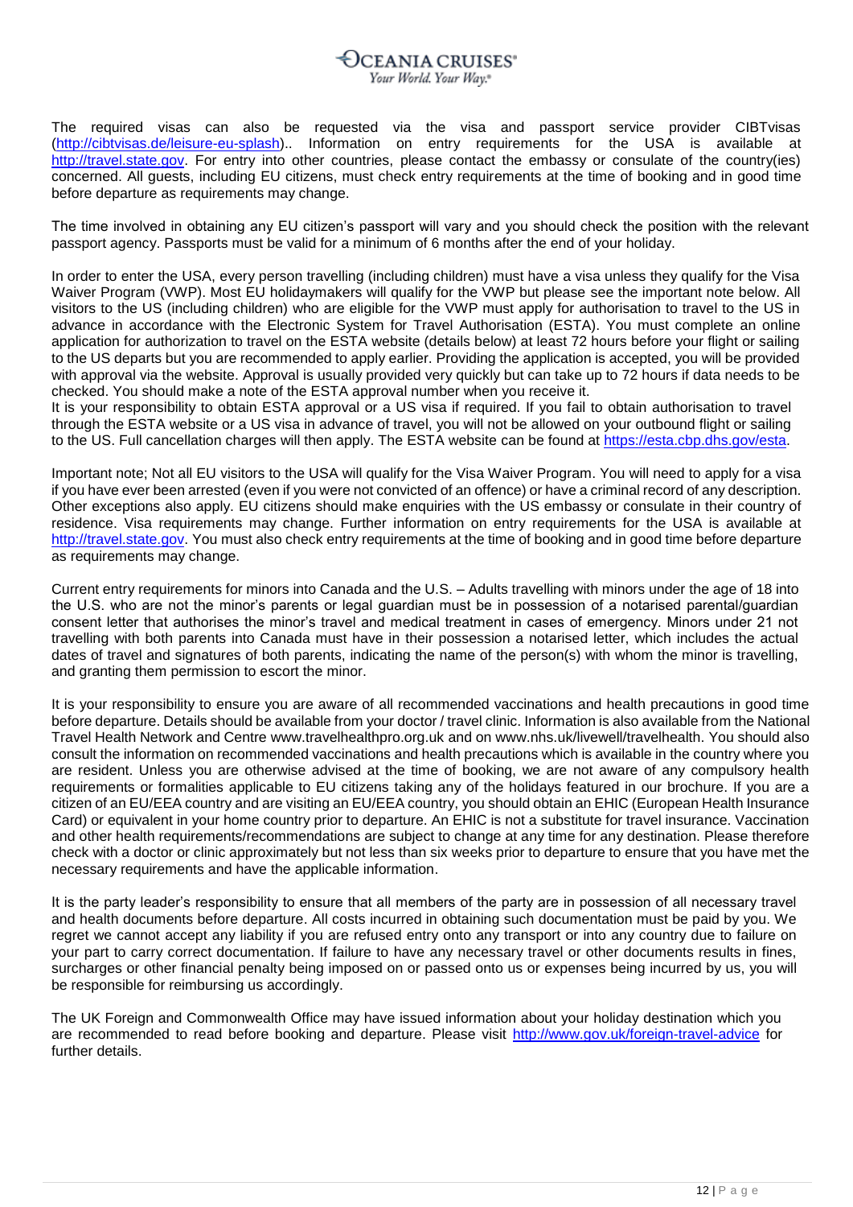The required visas can also be requested via the visa and passport service provider CIBTvisas (http://cibtvisas.de/leisure-eu-splash).. Information on entry requirements for the USA is available at http://travel.state.gov. For entry into other countries, please contact the embassy or consulate of the country(ies) concerned. All guests, including EU citizens, must check entry requirements at the time of booking and in good time before departure as requirements may change.

The time involved in obtaining any EU citizen's passport will vary and you should check the position with the relevant passport agency. Passports must be valid for a minimum of 6 months after the end of your holiday.

In order to enter the USA, every person travelling (including children) must have a visa unless they qualify for the Visa Waiver Program (VWP). Most EU holidaymakers will qualify for the VWP but please see the important note below. All visitors to the US (including children) who are eligible for the VWP must apply for authorisation to travel to the US in advance in accordance with the Electronic System for Travel Authorisation (ESTA). You must complete an online application for authorization to travel on the ESTA website (details below) at least 72 hours before your flight or sailing to the US departs but you are recommended to apply earlier. Providing the application is accepted, you will be provided with approval via the website. Approval is usually provided very quickly but can take up to 72 hours if data needs to be checked. You should make a note of the ESTA approval number when you receive it.
It is your responsibility to obtain ESTA approval or a US visa if required. If you fail to obtain authorisation to travel through the ESTA website or a US visa in advance of travel, you will not be allowed on your outbound flight or sailing to the US. Full cancellation charges will then apply. The ESTA website can be found at https://esta.cbp.dhs.gov/esta.

Important note; Not all EU visitors to the USA will qualify for the Visa Waiver Program. You will need to apply for a visa if you have ever been arrested (even if you were not convicted of an offence) or have a criminal record of any description. Other exceptions also apply. EU citizens should make enquiries with the US embassy or consulate in their country of residence. Visa requirements may change. Further information on entry requirements for the USA is available at http://travel.state.gov. You must also check entry requirements at the time of booking and in good time before departure as requirements may change.

Current entry requirements for minors into Canada and the U.S. – Adults travelling with minors under the age of 18 into the U.S. who are not the minor's parents or legal guardian must be in possession of a notarised parental/guardian consent letter that authorises the minor's travel and medical treatment in cases of emergency. Minors under 21 not travelling with both parents into Canada must have in their possession a notarised letter, which includes the actual dates of travel and signatures of both parents, indicating the name of the person(s) with whom the minor is travelling, and granting them permission to escort the minor.

It is your responsibility to ensure you are aware of all recommended vaccinations and health precautions in good time before departure. Details should be available from your doctor / travel clinic. Information is also available from the National Travel Health Network and Centre www.travelhealthpro.org.uk and on www.nhs.uk/livewell/travelhealth. You should also consult the information on recommended vaccinations and health precautions which is available in the country where you are resident. Unless you are otherwise advised at the time of booking, we are not aware of any compulsory health requirements or formalities applicable to EU citizens taking any of the holidays featured in our brochure. If you are a citizen of an EU/EEA country and are visiting an EU/EEA country, you should obtain an EHIC (European Health Insurance Card) or equivalent in your home country prior to departure. An EHIC is not a substitute for travel insurance. Vaccination and other health requirements/recommendations are subject to change at any time for any destination. Please therefore check with a doctor or clinic approximately but not less than six weeks prior to departure to ensure that you have met the necessary requirements and have the applicable information.

It is the party leader's responsibility to ensure that all members of the party are in possession of all necessary travel and health documents before departure. All costs incurred in obtaining such documentation must be paid by you. We regret we cannot accept any liability if you are refused entry onto any transport or into any country due to failure on your part to carry correct documentation. If failure to have any necessary travel or other documents results in fines, surcharges or other financial penalty being imposed on or passed onto us or expenses being incurred by us, you will be responsible for reimbursing us accordingly.

The UK Foreign and Commonwealth Office may have issued information about your holiday destination which you are recommended to read before booking and departure. Please visit http://www.gov.uk/foreign-travel-advice for further details.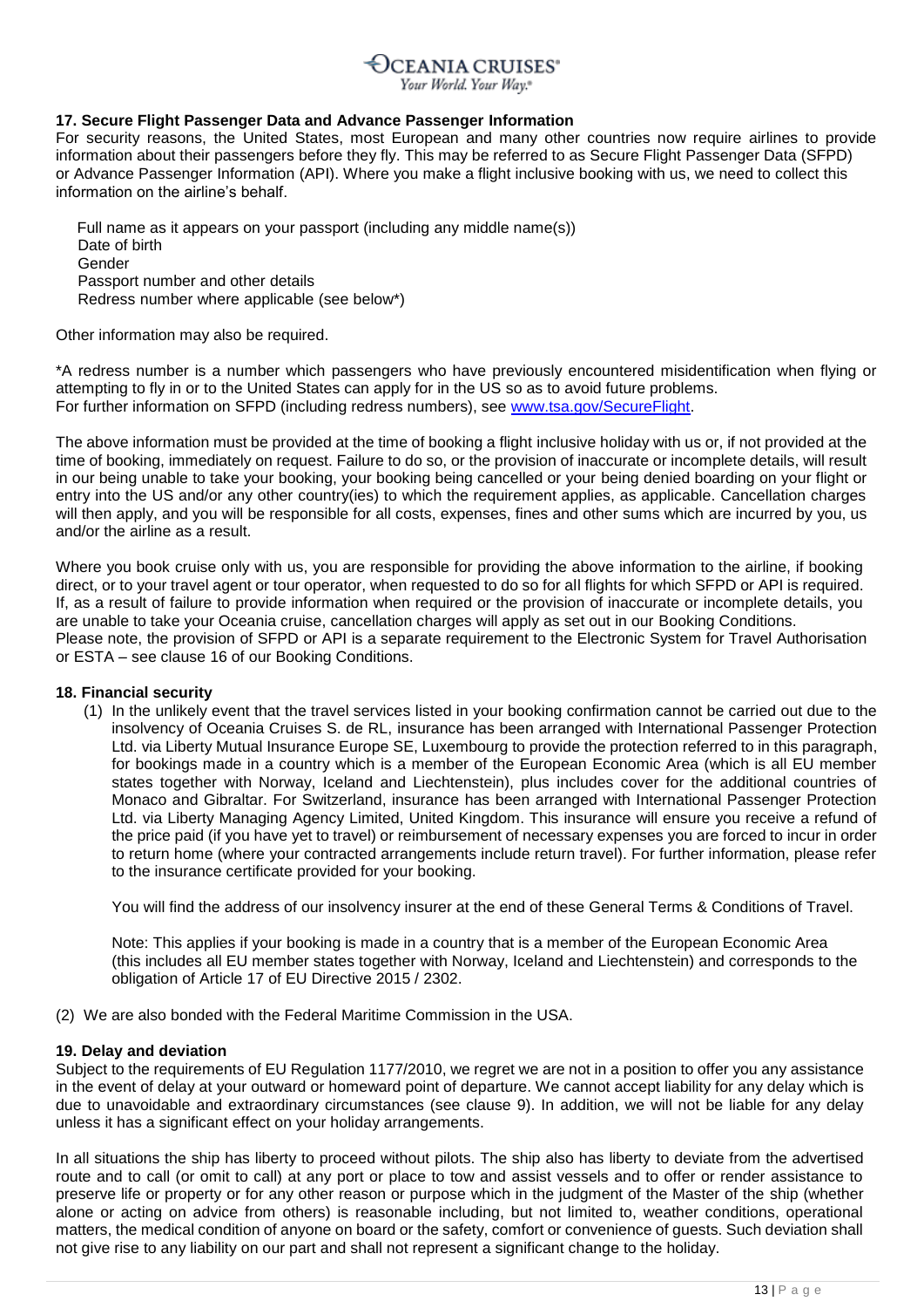### 17. Secure Flight Passenger Data and Advance Passenger Information

For security reasons, the United States, most European and many other countries now require airlines to provide information about their passengers before they fly. This may be referred to as Secure Flight Passenger Data (SFPD) or Advance Passenger Information (API). Where you make a flight inclusive booking with us, we need to collect this information on the airline's behalf.

- Full name as it appears on your passport (including any middle name(s))
- Date of birth
- Gender
- Passport number and other details
- Redress number where applicable (see below*)

Other information may also be required.

*A redress number is a number which passengers who have previously encountered misidentification when flying or attempting to fly in or to the United States can apply for in the US so as to avoid future problems. For further information on SFPD (including redress numbers), see www.tsa.gov/SecureFlight.

The above information must be provided at the time of booking a flight inclusive holiday with us or, if not provided at the time of booking, immediately on request. Failure to do so, or the provision of inaccurate or incomplete details, will result in our being unable to take your booking, your booking being cancelled or your being denied boarding on your flight or entry into the US and/or any other country(ies) to which the requirement applies, as applicable. Cancellation charges will then apply, and you will be responsible for all costs, expenses, fines and other sums which are incurred by you, us and/or the airline as a result.

Where you book cruise only with us, you are responsible for providing the above information to the airline, if booking direct, or to your travel agent or tour operator, when requested to do so for all flights for which SFPD or API is required. If, as a result of failure to provide information when required or the provision of inaccurate or incomplete details, you are unable to take your Oceania cruise, cancellation charges will apply as set out in our Booking Conditions. Please note, the provision of SFPD or API is a separate requirement to the Electronic System for Travel Authorisation or ESTA – see clause 16 of our Booking Conditions.

### 18. Financial security

(1) In the unlikely event that the travel services listed in your booking confirmation cannot be carried out due to the insolvency of Oceania Cruises S. de RL, insurance has been arranged with International Passenger Protection Ltd. via Liberty Mutual Insurance Europe SE, Luxembourg to provide the protection referred to in this paragraph, for bookings made in a country which is a member of the European Economic Area (which is all EU member states together with Norway, Iceland and Liechtenstein), plus includes cover for the additional countries of Monaco and Gibraltar. For Switzerland, insurance has been arranged with International Passenger Protection Ltd. via Liberty Managing Agency Limited, United Kingdom. This insurance will ensure you receive a refund of the price paid (if you have yet to travel) or reimbursement of necessary expenses you are forced to incur in order to return home (where your contracted arrangements include return travel). For further information, please refer to the insurance certificate provided for your booking.

You will find the address of our insolvency insurer at the end of these General Terms & Conditions of Travel.

Note: This applies if your booking is made in a country that is a member of the European Economic Area (this includes all EU member states together with Norway, Iceland and Liechtenstein) and corresponds to the obligation of Article 17 of EU Directive 2015 / 2302.

(2) We are also bonded with the Federal Maritime Commission in the USA.

### 19. Delay and deviation

Subject to the requirements of EU Regulation 1177/2010, we regret we are not in a position to offer you any assistance in the event of delay at your outward or homeward point of departure. We cannot accept liability for any delay which is due to unavoidable and extraordinary circumstances (see clause 9). In addition, we will not be liable for any delay unless it has a significant effect on your holiday arrangements.

In all situations the ship has liberty to proceed without pilots. The ship also has liberty to deviate from the advertised route and to call (or omit to call) at any port or place to tow and assist vessels and to offer or render assistance to preserve life or property or for any other reason or purpose which in the judgment of the Master of the ship (whether alone or acting on advice from others) is reasonable including, but not limited to, weather conditions, operational matters, the medical condition of anyone on board or the safety, comfort or convenience of guests. Such deviation shall not give rise to any liability on our part and shall not represent a significant change to the holiday.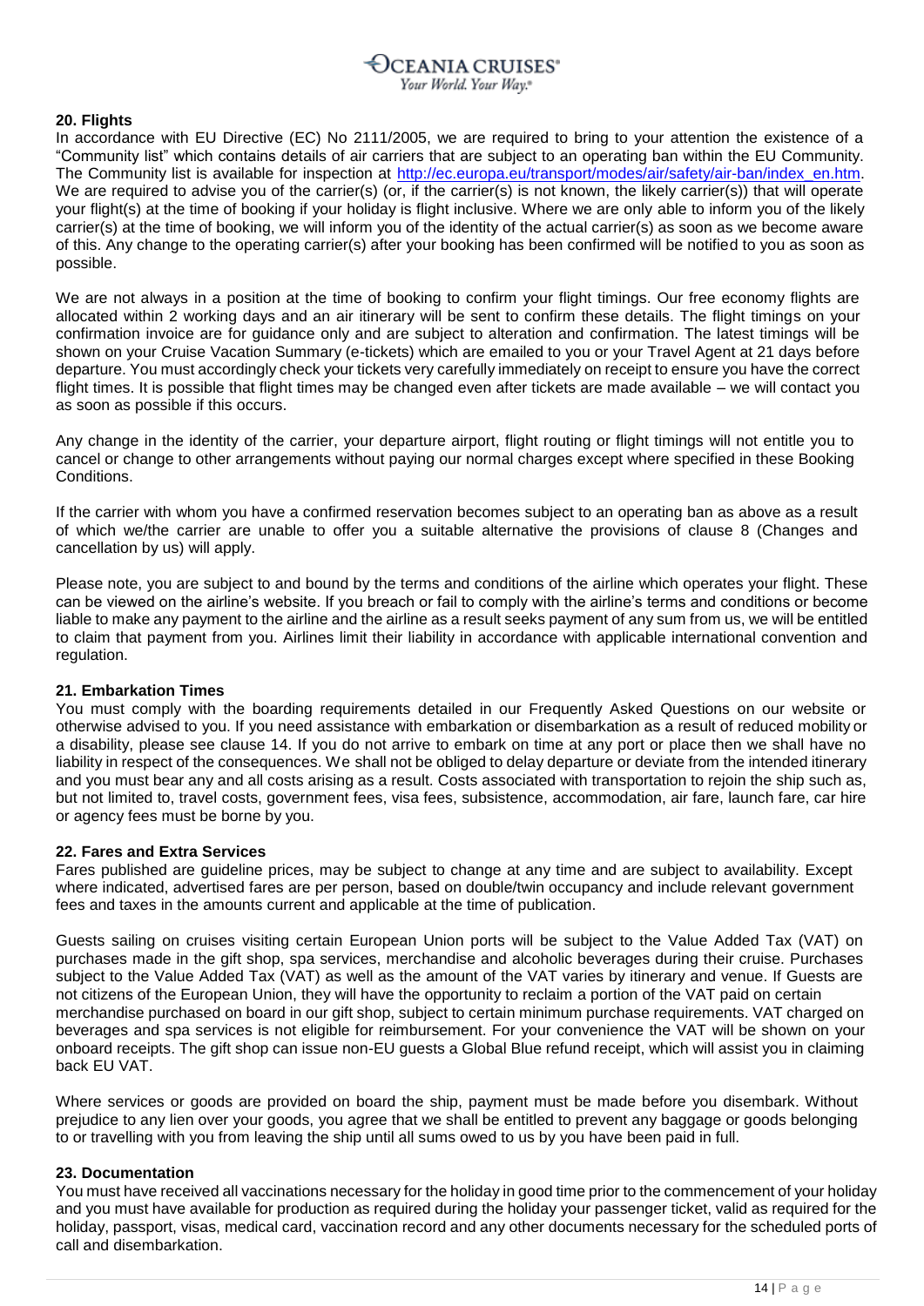## 20. Flights

In accordance with EU Directive (EC) No 2111/2005, we are required to bring to your attention the existence of a "Community list" which contains details of air carriers that are subject to an operating ban within the EU Community. The Community list is available for inspection at http://ec.europa.eu/transport/modes/air/safety/air-ban/index_en.htm. We are required to advise you of the carrier(s) (or, if the carrier(s) is not known, the likely carrier(s)) that will operate your flight(s) at the time of booking if your holiday is flight inclusive. Where we are only able to inform you of the likely carrier(s) at the time of booking, we will inform you of the identity of the actual carrier(s) as soon as we become aware of this. Any change to the operating carrier(s) after your booking has been confirmed will be notified to you as soon as possible.

We are not always in a position at the time of booking to confirm your flight timings. Our free economy flights are allocated within 2 working days and an air itinerary will be sent to confirm these details. The flight timings on your confirmation invoice are for guidance only and are subject to alteration and confirmation. The latest timings will be shown on your Cruise Vacation Summary (e-tickets) which are emailed to you or your Travel Agent at 21 days before departure. You must accordingly check your tickets very carefully immediately on receipt to ensure you have the correct flight times. It is possible that flight times may be changed even after tickets are made available – we will contact you as soon as possible if this occurs.

Any change in the identity of the carrier, your departure airport, flight routing or flight timings will not entitle you to cancel or change to other arrangements without paying our normal charges except where specified in these Booking Conditions.

If the carrier with whom you have a confirmed reservation becomes subject to an operating ban as above as a result of which we/the carrier are unable to offer you a suitable alternative the provisions of clause 8 (Changes and cancellation by us) will apply.

Please note, you are subject to and bound by the terms and conditions of the airline which operates your flight. These can be viewed on the airline's website. If you breach or fail to comply with the airline's terms and conditions or become liable to make any payment to the airline and the airline as a result seeks payment of any sum from us, we will be entitled to claim that payment from you. Airlines limit their liability in accordance with applicable international convention and regulation.

## 21. Embarkation Times

You must comply with the boarding requirements detailed in our Frequently Asked Questions on our website or otherwise advised to you. If you need assistance with embarkation or disembarkation as a result of reduced mobility or a disability, please see clause 14. If you do not arrive to embark on time at any port or place then we shall have no liability in respect of the consequences. We shall not be obliged to delay departure or deviate from the intended itinerary and you must bear any and all costs arising as a result. Costs associated with transportation to rejoin the ship such as, but not limited to, travel costs, government fees, visa fees, subsistence, accommodation, air fare, launch fare, car hire or agency fees must be borne by you.

## 22. Fares and Extra Services

Fares published are guideline prices, may be subject to change at any time and are subject to availability. Except where indicated, advertised fares are per person, based on double/twin occupancy and include relevant government fees and taxes in the amounts current and applicable at the time of publication.

Guests sailing on cruises visiting certain European Union ports will be subject to the Value Added Tax (VAT) on purchases made in the gift shop, spa services, merchandise and alcoholic beverages during their cruise. Purchases subject to the Value Added Tax (VAT) as well as the amount of the VAT varies by itinerary and venue. If Guests are not citizens of the European Union, they will have the opportunity to reclaim a portion of the VAT paid on certain merchandise purchased on board in our gift shop, subject to certain minimum purchase requirements. VAT charged on beverages and spa services is not eligible for reimbursement. For your convenience the VAT will be shown on your onboard receipts. The gift shop can issue non-EU guests a Global Blue refund receipt, which will assist you in claiming back EU VAT.

Where services or goods are provided on board the ship, payment must be made before you disembark. Without prejudice to any lien over your goods, you agree that we shall be entitled to prevent any baggage or goods belonging to or travelling with you from leaving the ship until all sums owed to us by you have been paid in full.

## 23. Documentation

You must have received all vaccinations necessary for the holiday in good time prior to the commencement of your holiday and you must have available for production as required during the holiday your passenger ticket, valid as required for the holiday, passport, visas, medical card, vaccination record and any other documents necessary for the scheduled ports of call and disembarkation.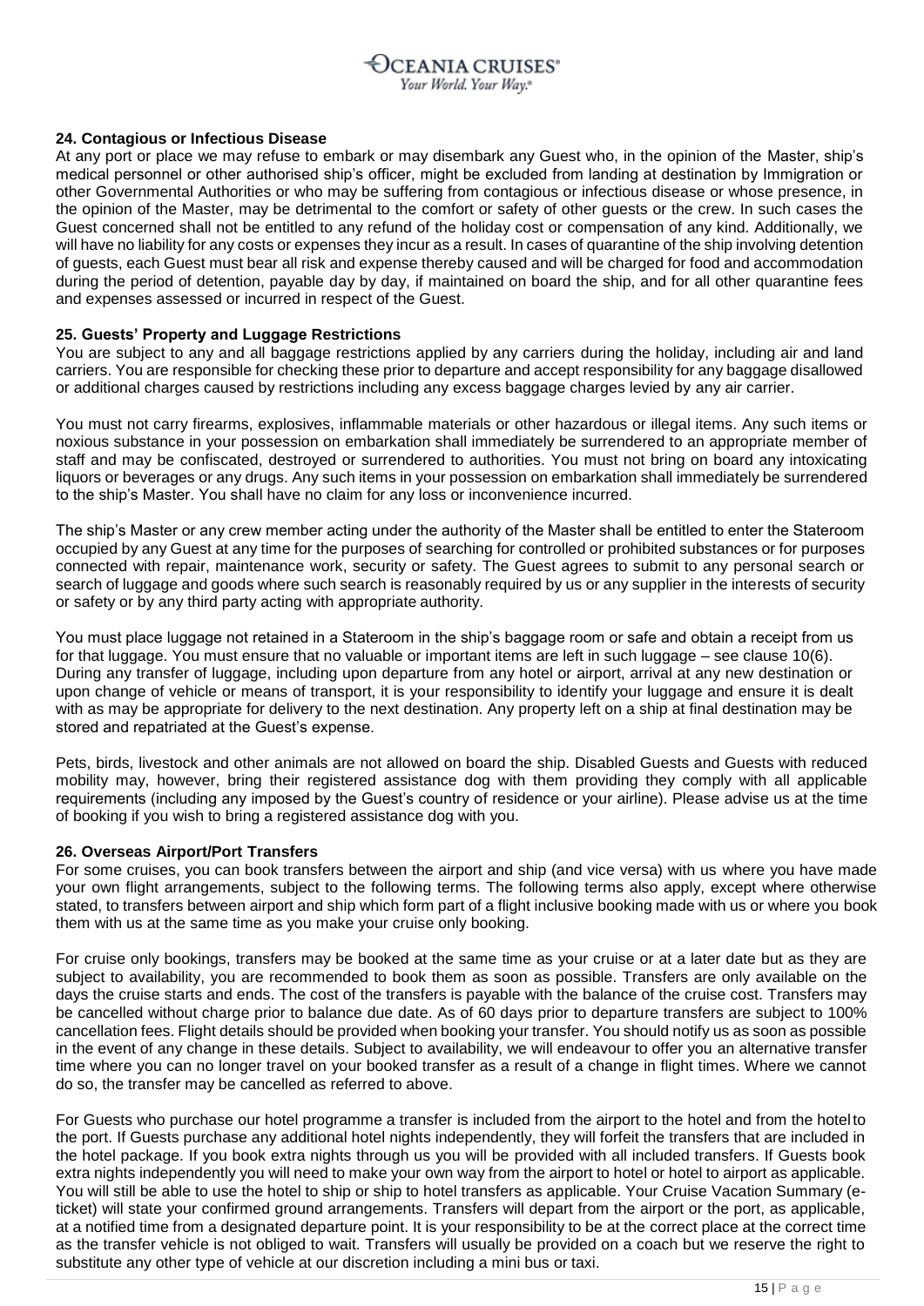## 24. Contagious or Infectious Disease

At any port or place we may refuse to embark or may disembark any Guest who, in the opinion of the Master, ship's medical personnel or other authorised ship's officer, might be excluded from landing at destination by Immigration or other Governmental Authorities or who may be suffering from contagious or infectious disease or whose presence, in the opinion of the Master, may be detrimental to the comfort or safety of other guests or the crew. In such cases the Guest concerned shall not be entitled to any refund of the holiday cost or compensation of any kind. Additionally, we will have no liability for any costs or expenses they incur as a result. In cases of quarantine of the ship involving detention of guests, each Guest must bear all risk and expense thereby caused and will be charged for food and accommodation during the period of detention, payable day by day, if maintained on board the ship, and for all other quarantine fees and expenses assessed or incurred in respect of the Guest.

## 25. Guests' Property and Luggage Restrictions

You are subject to any and all baggage restrictions applied by any carriers during the holiday, including air and land carriers. You are responsible for checking these prior to departure and accept responsibility for any baggage disallowed or additional charges caused by restrictions including any excess baggage charges levied by any air carrier.

You must not carry firearms, explosives, inflammable materials or other hazardous or illegal items. Any such items or noxious substance in your possession on embarkation shall immediately be surrendered to an appropriate member of staff and may be confiscated, destroyed or surrendered to authorities. You must not bring on board any intoxicating liquors or beverages or any drugs. Any such items in your possession on embarkation shall immediately be surrendered to the ship's Master. You shall have no claim for any loss or inconvenience incurred.

The ship's Master or any crew member acting under the authority of the Master shall be entitled to enter the Stateroom occupied by any Guest at any time for the purposes of searching for controlled or prohibited substances or for purposes connected with repair, maintenance work, security or safety. The Guest agrees to submit to any personal search or search of luggage and goods where such search is reasonably required by us or any supplier in the interests of security or safety or by any third party acting with appropriate authority.

You must place luggage not retained in a Stateroom in the ship's baggage room or safe and obtain a receipt from us for that luggage. You must ensure that no valuable or important items are left in such luggage – see clause 10(6). During any transfer of luggage, including upon departure from any hotel or airport, arrival at any new destination or upon change of vehicle or means of transport, it is your responsibility to identify your luggage and ensure it is dealt with as may be appropriate for delivery to the next destination. Any property left on a ship at final destination may be stored and repatriated at the Guest's expense.

Pets, birds, livestock and other animals are not allowed on board the ship. Disabled Guests and Guests with reduced mobility may, however, bring their registered assistance dog with them providing they comply with all applicable requirements (including any imposed by the Guest's country of residence or your airline). Please advise us at the time of booking if you wish to bring a registered assistance dog with you.

## 26. Overseas Airport/Port Transfers

For some cruises, you can book transfers between the airport and ship (and vice versa) with us where you have made your own flight arrangements, subject to the following terms. The following terms also apply, except where otherwise stated, to transfers between airport and ship which form part of a flight inclusive booking made with us or where you book them with us at the same time as you make your cruise only booking.

For cruise only bookings, transfers may be booked at the same time as your cruise or at a later date but as they are subject to availability, you are recommended to book them as soon as possible. Transfers are only available on the days the cruise starts and ends. The cost of the transfers is payable with the balance of the cruise cost. Transfers may be cancelled without charge prior to balance due date. As of 60 days prior to departure transfers are subject to 100% cancellation fees. Flight details should be provided when booking your transfer. You should notify us as soon as possible in the event of any change in these details. Subject to availability, we will endeavour to offer you an alternative transfer time where you can no longer travel on your booked transfer as a result of a change in flight times. Where we cannot do so, the transfer may be cancelled as referred to above.

For Guests who purchase our hotel programme a transfer is included from the airport to the hotel and from the hotel to the port. If Guests purchase any additional hotel nights independently, they will forfeit the transfers that are included in the hotel package. If you book extra nights through us you will be provided with all included transfers. If Guests book extra nights independently you will need to make your own way from the airport to hotel or hotel to airport as applicable. You will still be able to use the hotel to ship or ship to hotel transfers as applicable. Your Cruise Vacation Summary (e-ticket) will state your confirmed ground arrangements. Transfers will depart from the airport or the port, as applicable, at a notified time from a designated departure point. It is your responsibility to be at the correct place at the correct time as the transfer vehicle is not obliged to wait. Transfers will usually be provided on a coach but we reserve the right to substitute any other type of vehicle at our discretion including a mini bus or taxi.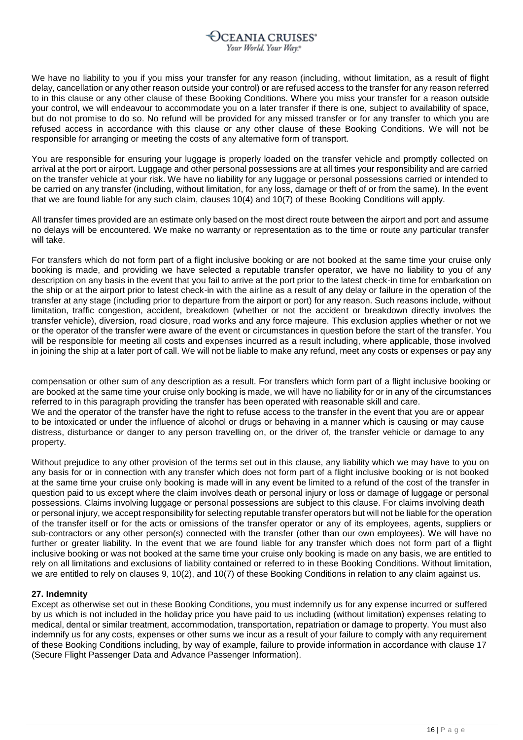We have no liability to you if you miss your transfer for any reason (including, without limitation, as a result of flight delay, cancellation or any other reason outside your control) or are refused access to the transfer for any reason referred to in this clause or any other clause of these Booking Conditions. Where you miss your transfer for a reason outside your control, we will endeavour to accommodate you on a later transfer if there is one, subject to availability of space, but do not promise to do so. No refund will be provided for any missed transfer or for any transfer to which you are refused access in accordance with this clause or any other clause of these Booking Conditions. We will not be responsible for arranging or meeting the costs of any alternative form of transport.

You are responsible for ensuring your luggage is properly loaded on the transfer vehicle and promptly collected on arrival at the port or airport. Luggage and other personal possessions are at all times your responsibility and are carried on the transfer vehicle at your risk. We have no liability for any luggage or personal possessions carried or intended to be carried on any transfer (including, without limitation, for any loss, damage or theft of or from the same). In the event that we are found liable for any such claim, clauses 10(4) and 10(7) of these Booking Conditions will apply.

All transfer times provided are an estimate only based on the most direct route between the airport and port and assume no delays will be encountered. We make no warranty or representation as to the time or route any particular transfer will take.

For transfers which do not form part of a flight inclusive booking or are not booked at the same time your cruise only booking is made, and providing we have selected a reputable transfer operator, we have no liability to you of any description on any basis in the event that you fail to arrive at the port prior to the latest check-in time for embarkation on the ship or at the airport prior to latest check-in with the airline as a result of any delay or failure in the operation of the transfer at any stage (including prior to departure from the airport or port) for any reason. Such reasons include, without limitation, traffic congestion, accident, breakdown (whether or not the accident or breakdown directly involves the transfer vehicle), diversion, road closure, road works and any force majeure. This exclusion applies whether or not we or the operator of the transfer were aware of the event or circumstances in question before the start of the transfer. You will be responsible for meeting all costs and expenses incurred as a result including, where applicable, those involved in joining the ship at a later port of call. We will not be liable to make any refund, meet any costs or expenses or pay any compensation or other sum of any description as a result. For transfers which form part of a flight inclusive booking or are booked at the same time your cruise only booking is made, we will have no liability for or in any of the circumstances referred to in this paragraph providing the transfer has been operated with reasonable skill and care.

We and the operator of the transfer have the right to refuse access to the transfer in the event that you are or appear to be intoxicated or under the influence of alcohol or drugs or behaving in a manner which is causing or may cause distress, disturbance or danger to any person travelling on, or the driver of, the transfer vehicle or damage to any property.

Without prejudice to any other provision of the terms set out in this clause, any liability which we may have to you on any basis for or in connection with any transfer which does not form part of a flight inclusive booking or is not booked at the same time your cruise only booking is made will in any event be limited to a refund of the cost of the transfer in question paid to us except where the claim involves death or personal injury or loss or damage of luggage or personal possessions. Claims involving luggage or personal possessions are subject to this clause. For claims involving death or personal injury, we accept responsibility for selecting reputable transfer operators but will not be liable for the operation of the transfer itself or for the acts or omissions of the transfer operator or any of its employees, agents, suppliers or sub-contractors or any other person(s) connected with the transfer (other than our own employees). We will have no further or greater liability. In the event that we are found liable for any transfer which does not form part of a flight inclusive booking or was not booked at the same time your cruise only booking is made on any basis, we are entitled to rely on all limitations and exclusions of liability contained or referred to in these Booking Conditions. Without limitation, we are entitled to rely on clauses 9, 10(2), and 10(7) of these Booking Conditions in relation to any claim against us.

## 27. Indemnity

Except as otherwise set out in these Booking Conditions, you must indemnify us for any expense incurred or suffered by us which is not included in the holiday price you have paid to us including (without limitation) expenses relating to medical, dental or similar treatment, accommodation, transportation, repatriation or damage to property. You must also indemnify us for any costs, expenses or other sums we incur as a result of your failure to comply with any requirement of these Booking Conditions including, by way of example, failure to provide information in accordance with clause 17 (Secure Flight Passenger Data and Advance Passenger Information).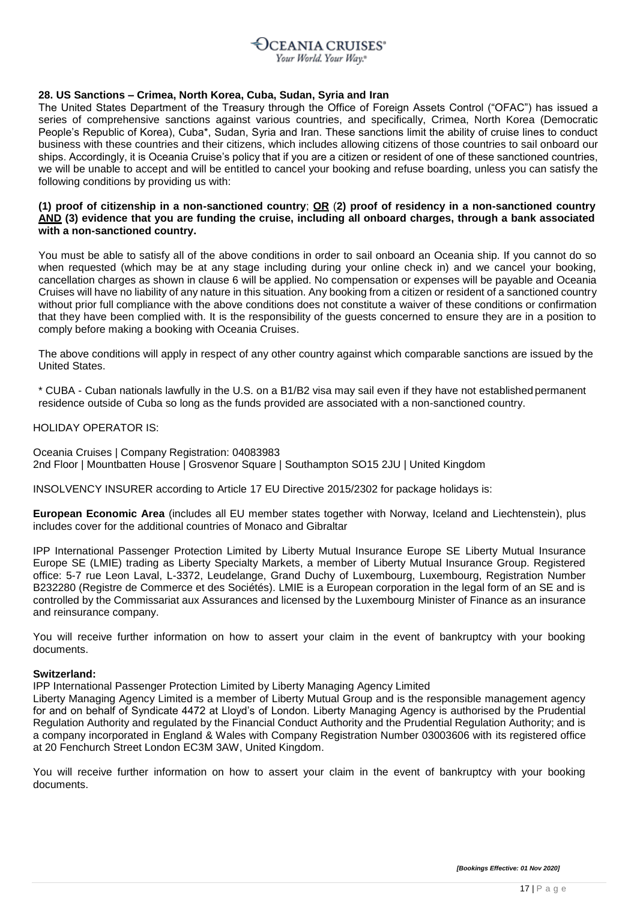## 28. US Sanctions – Crimea, North Korea, Cuba, Sudan, Syria and Iran

The United States Department of the Treasury through the Office of Foreign Assets Control ("OFAC") has issued a series of comprehensive sanctions against various countries, and specifically, Crimea, North Korea (Democratic People's Republic of Korea), Cuba*, Sudan, Syria and Iran. These sanctions limit the ability of cruise lines to conduct business with these countries and their citizens, which includes allowing citizens of those countries to sail onboard our ships. Accordingly, it is Oceania Cruise's policy that if you are a citizen or resident of one of these sanctioned countries, we will be unable to accept and will be entitled to cancel your booking and refuse boarding, unless you can satisfy the following conditions by providing us with:

**(1) proof of citizenship in a non-sanctioned country; OR (2) proof of residency in a non-sanctioned country AND (3) evidence that you are funding the cruise, including all onboard charges, through a bank associated with a non-sanctioned country.**

You must be able to satisfy all of the above conditions in order to sail onboard an Oceania ship. If you cannot do so when requested (which may be at any stage including during your online check in) and we cancel your booking, cancellation charges as shown in clause 6 will be applied. No compensation or expenses will be payable and Oceania Cruises will have no liability of any nature in this situation. Any booking from a citizen or resident of a sanctioned country without prior full compliance with the above conditions does not constitute a waiver of these conditions or confirmation that they have been complied with. It is the responsibility of the guests concerned to ensure they are in a position to comply before making a booking with Oceania Cruises.

The above conditions will apply in respect of any other country against which comparable sanctions are issued by the United States.

* CUBA - Cuban nationals lawfully in the U.S. on a B1/B2 visa may sail even if they have not established permanent residence outside of Cuba so long as the funds provided are associated with a non-sanctioned country.

HOLIDAY OPERATOR IS:

Oceania Cruises | Company Registration: 04083983
2nd Floor | Mountbatten House | Grosvenor Square | Southampton SO15 2JU | United Kingdom

INSOLVENCY INSURER according to Article 17 EU Directive 2015/2302 for package holidays is:

**European Economic Area** (includes all EU member states together with Norway, Iceland and Liechtenstein), plus includes cover for the additional countries of Monaco and Gibraltar

IPP International Passenger Protection Limited by Liberty Mutual Insurance Europe SE Liberty Mutual Insurance Europe SE (LMIE) trading as Liberty Specialty Markets, a member of Liberty Mutual Insurance Group. Registered office: 5-7 rue Leon Laval, L-3372, Leudelange, Grand Duchy of Luxembourg, Luxembourg, Registration Number B232280 (Registre de Commerce et des Sociétés). LMIE is a European corporation in the legal form of an SE and is controlled by the Commissariat aux Assurances and licensed by the Luxembourg Minister of Finance as an insurance and reinsurance company.

You will receive further information on how to assert your claim in the event of bankruptcy with your booking documents.

**Switzerland:**

IPP International Passenger Protection Limited by Liberty Managing Agency Limited
Liberty Managing Agency Limited is a member of Liberty Mutual Group and is the responsible management agency for and on behalf of Syndicate 4472 at Lloyd's of London. Liberty Managing Agency is authorised by the Prudential Regulation Authority and regulated by the Financial Conduct Authority and the Prudential Regulation Authority; and is a company incorporated in England & Wales with Company Registration Number 03003606 with its registered office at 20 Fenchurch Street London EC3M 3AW, United Kingdom.

You will receive further information on how to assert your claim in the event of bankruptcy with your booking documents.